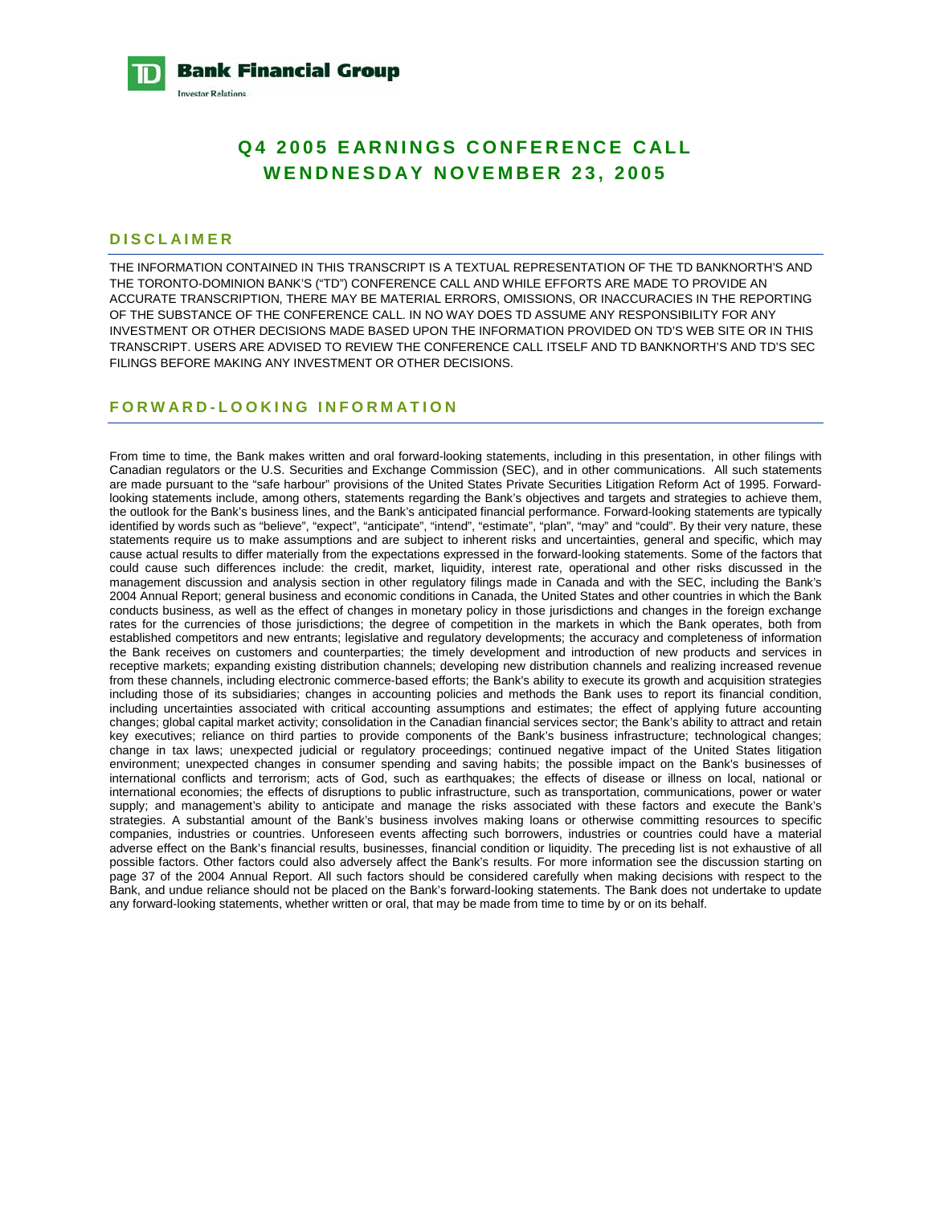**TD Bank Financial Group**
Investor Relations

# Q4 2005 EARNINGS CONFERENCE CALL
# WENDNESDAY NOVEMBER 23, 2005

## DISCLAIMER

THE INFORMATION CONTAINED IN THIS TRANSCRIPT IS A TEXTUAL REPRESENTATION OF THE TD BANKNORTH'S AND THE TORONTO-DOMINION BANK'S ("TD") CONFERENCE CALL AND WHILE EFFORTS ARE MADE TO PROVIDE AN ACCURATE TRANSCRIPTION, THERE MAY BE MATERIAL ERRORS, OMISSIONS, OR INACCURACIES IN THE REPORTING OF THE SUBSTANCE OF THE CONFERENCE CALL. IN NO WAY DOES TD ASSUME ANY RESPONSIBILITY FOR ANY INVESTMENT OR OTHER DECISIONS MADE BASED UPON THE INFORMATION PROVIDED ON TD'S WEB SITE OR IN THIS TRANSCRIPT. USERS ARE ADVISED TO REVIEW THE CONFERENCE CALL ITSELF AND TD BANKNORTH'S AND TD'S SEC FILINGS BEFORE MAKING ANY INVESTMENT OR OTHER DECISIONS.

## FORWARD-LOOKING INFORMATION

From time to time, the Bank makes written and oral forward-looking statements, including in this presentation, in other filings with Canadian regulators or the U.S. Securities and Exchange Commission (SEC), and in other communications. All such statements are made pursuant to the "safe harbour" provisions of the United States Private Securities Litigation Reform Act of 1995. Forward-looking statements include, among others, statements regarding the Bank's objectives and targets and strategies to achieve them, the outlook for the Bank's business lines, and the Bank's anticipated financial performance. Forward-looking statements are typically identified by words such as "believe", "expect", "anticipate", "intend", "estimate", "plan", "may" and "could". By their very nature, these statements require us to make assumptions and are subject to inherent risks and uncertainties, general and specific, which may cause actual results to differ materially from the expectations expressed in the forward-looking statements. Some of the factors that could cause such differences include: the credit, market, liquidity, interest rate, operational and other risks discussed in the management discussion and analysis section in other regulatory filings made in Canada and with the SEC, including the Bank's 2004 Annual Report; general business and economic conditions in Canada, the United States and other countries in which the Bank conducts business, as well as the effect of changes in monetary policy in those jurisdictions and changes in the foreign exchange rates for the currencies of those jurisdictions; the degree of competition in the markets in which the Bank operates, both from established competitors and new entrants; legislative and regulatory developments; the accuracy and completeness of information the Bank receives on customers and counterparties; the timely development and introduction of new products and services in receptive markets; expanding existing distribution channels; developing new distribution channels and realizing increased revenue from these channels, including electronic commerce-based efforts; the Bank's ability to execute its growth and acquisition strategies including those of its subsidiaries; changes in accounting policies and methods the Bank uses to report its financial condition, including uncertainties associated with critical accounting assumptions and estimates; the effect of applying future accounting changes; global capital market activity; consolidation in the Canadian financial services sector; the Bank's ability to attract and retain key executives; reliance on third parties to provide components of the Bank's business infrastructure; technological changes; change in tax laws; unexpected judicial or regulatory proceedings; continued negative impact of the United States litigation environment; unexpected changes in consumer spending and saving habits; the possible impact on the Bank's businesses of international conflicts and terrorism; acts of God, such as earthquakes; the effects of disease or illness on local, national or international economies; the effects of disruptions to public infrastructure, such as transportation, communications, power or water supply; and management's ability to anticipate and manage the risks associated with these factors and execute the Bank's strategies. A substantial amount of the Bank's business involves making loans or otherwise committing resources to specific companies, industries or countries. Unforeseen events affecting such borrowers, industries or countries could have a material adverse effect on the Bank's financial results, businesses, financial condition or liquidity. The preceding list is not exhaustive of all possible factors. Other factors could also adversely affect the Bank's results. For more information see the discussion starting on page 37 of the 2004 Annual Report. All such factors should be considered carefully when making decisions with respect to the Bank, and undue reliance should not be placed on the Bank's forward-looking statements. The Bank does not undertake to update any forward-looking statements, whether written or oral, that may be made from time to time by or on its behalf.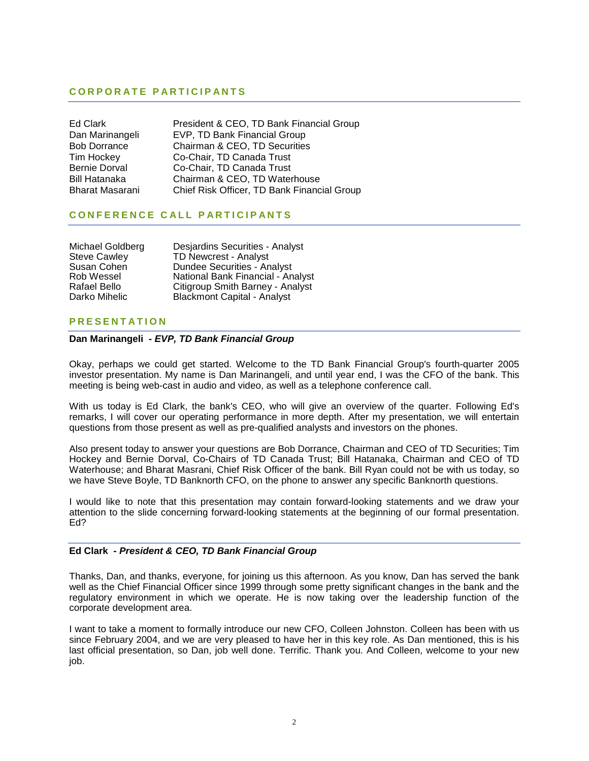## CORPORATE PARTICIPANTS

| | |
|---|---|
| Ed Clark | President & CEO, TD Bank Financial Group |
| Dan Marinangeli | EVP, TD Bank Financial Group |
| Bob Dorrance | Chairman & CEO, TD Securities |
| Tim Hockey | Co-Chair, TD Canada Trust |
| Bernie Dorval | Co-Chair, TD Canada Trust |
| Bill Hatanaka | Chairman & CEO, TD Waterhouse |
| Bharat Masarani | Chief Risk Officer, TD Bank Financial Group |

## CONFERENCE CALL PARTICIPANTS

| | |
|---|---|
| Michael Goldberg | Desjardins Securities - Analyst |
| Steve Cawley | TD Newcrest - Analyst |
| Susan Cohen | Dundee Securities - Analyst |
| Rob Wessel | National Bank Financial - Analyst |
| Rafael Bello | Citigroup Smith Barney - Analyst |
| Darko Mihelic | Blackmont Capital - Analyst |

## PRESENTATION

**Dan Marinangeli** - ***EVP, TD Bank Financial Group***

Okay, perhaps we could get started. Welcome to the TD Bank Financial Group's fourth-quarter 2005 investor presentation. My name is Dan Marinangeli, and until year end, I was the CFO of the bank. This meeting is being web-cast in audio and video, as well as a telephone conference call.

With us today is Ed Clark, the bank's CEO, who will give an overview of the quarter. Following Ed's remarks, I will cover our operating performance in more depth. After my presentation, we will entertain questions from those present as well as pre-qualified analysts and investors on the phones.

Also present today to answer your questions are Bob Dorrance, Chairman and CEO of TD Securities; Tim Hockey and Bernie Dorval, Co-Chairs of TD Canada Trust; Bill Hatanaka, Chairman and CEO of TD Waterhouse; and Bharat Masrani, Chief Risk Officer of the bank. Bill Ryan could not be with us today, so we have Steve Boyle, TD Banknorth CFO, on the phone to answer any specific Banknorth questions.

I would like to note that this presentation may contain forward-looking statements and we draw your attention to the slide concerning forward-looking statements at the beginning of our formal presentation. Ed?

**Ed Clark** - ***President & CEO, TD Bank Financial Group***

Thanks, Dan, and thanks, everyone, for joining us this afternoon. As you know, Dan has served the bank well as the Chief Financial Officer since 1999 through some pretty significant changes in the bank and the regulatory environment in which we operate. He is now taking over the leadership function of the corporate development area.

I want to take a moment to formally introduce our new CFO, Colleen Johnston. Colleen has been with us since February 2004, and we are very pleased to have her in this key role. As Dan mentioned, this is his last official presentation, so Dan, job well done. Terrific. Thank you. And Colleen, welcome to your new job.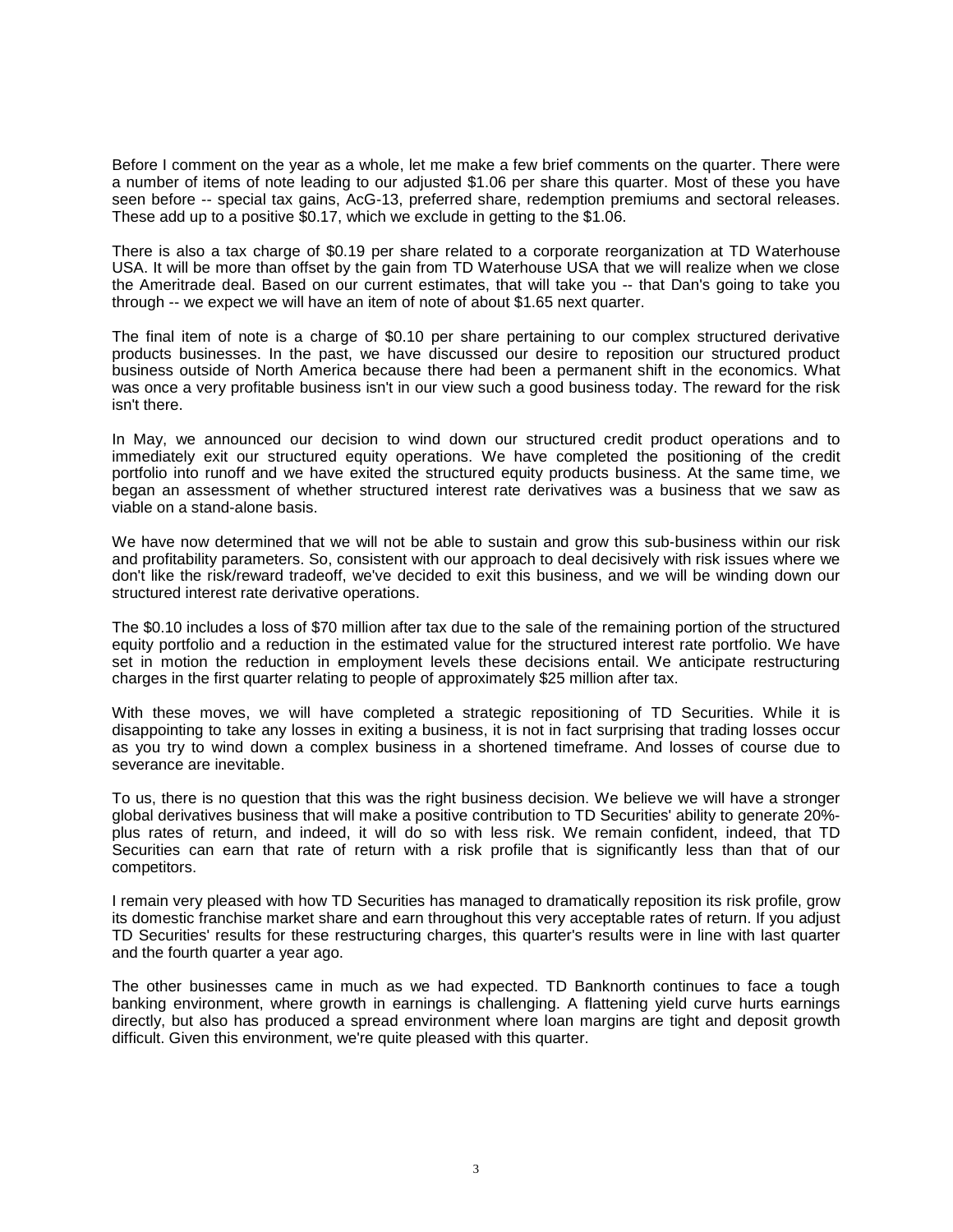Before I comment on the year as a whole, let me make a few brief comments on the quarter. There were a number of items of note leading to our adjusted $1.06 per share this quarter. Most of these you have seen before -- special tax gains, AcG-13, preferred share, redemption premiums and sectoral releases. These add up to a positive $0.17, which we exclude in getting to the $1.06.

There is also a tax charge of $0.19 per share related to a corporate reorganization at TD Waterhouse USA. It will be more than offset by the gain from TD Waterhouse USA that we will realize when we close the Ameritrade deal. Based on our current estimates, that will take you -- that Dan's going to take you through -- we expect we will have an item of note of about $1.65 next quarter.

The final item of note is a charge of $0.10 per share pertaining to our complex structured derivative products businesses. In the past, we have discussed our desire to reposition our structured product business outside of North America because there had been a permanent shift in the economics. What was once a very profitable business isn't in our view such a good business today. The reward for the risk isn't there.

In May, we announced our decision to wind down our structured credit product operations and to immediately exit our structured equity operations. We have completed the positioning of the credit portfolio into runoff and we have exited the structured equity products business. At the same time, we began an assessment of whether structured interest rate derivatives was a business that we saw as viable on a stand-alone basis.

We have now determined that we will not be able to sustain and grow this sub-business within our risk and profitability parameters. So, consistent with our approach to deal decisively with risk issues where we don't like the risk/reward tradeoff, we've decided to exit this business, and we will be winding down our structured interest rate derivative operations.

The $0.10 includes a loss of $70 million after tax due to the sale of the remaining portion of the structured equity portfolio and a reduction in the estimated value for the structured interest rate portfolio. We have set in motion the reduction in employment levels these decisions entail. We anticipate restructuring charges in the first quarter relating to people of approximately $25 million after tax.

With these moves, we will have completed a strategic repositioning of TD Securities. While it is disappointing to take any losses in exiting a business, it is not in fact surprising that trading losses occur as you try to wind down a complex business in a shortened timeframe. And losses of course due to severance are inevitable.

To us, there is no question that this was the right business decision. We believe we will have a stronger global derivatives business that will make a positive contribution to TD Securities' ability to generate 20%-plus rates of return, and indeed, it will do so with less risk. We remain confident, indeed, that TD Securities can earn that rate of return with a risk profile that is significantly less than that of our competitors.

I remain very pleased with how TD Securities has managed to dramatically reposition its risk profile, grow its domestic franchise market share and earn throughout this very acceptable rates of return. If you adjust TD Securities' results for these restructuring charges, this quarter's results were in line with last quarter and the fourth quarter a year ago.

The other businesses came in much as we had expected. TD Banknorth continues to face a tough banking environment, where growth in earnings is challenging. A flattening yield curve hurts earnings directly, but also has produced a spread environment where loan margins are tight and deposit growth difficult. Given this environment, we're quite pleased with this quarter.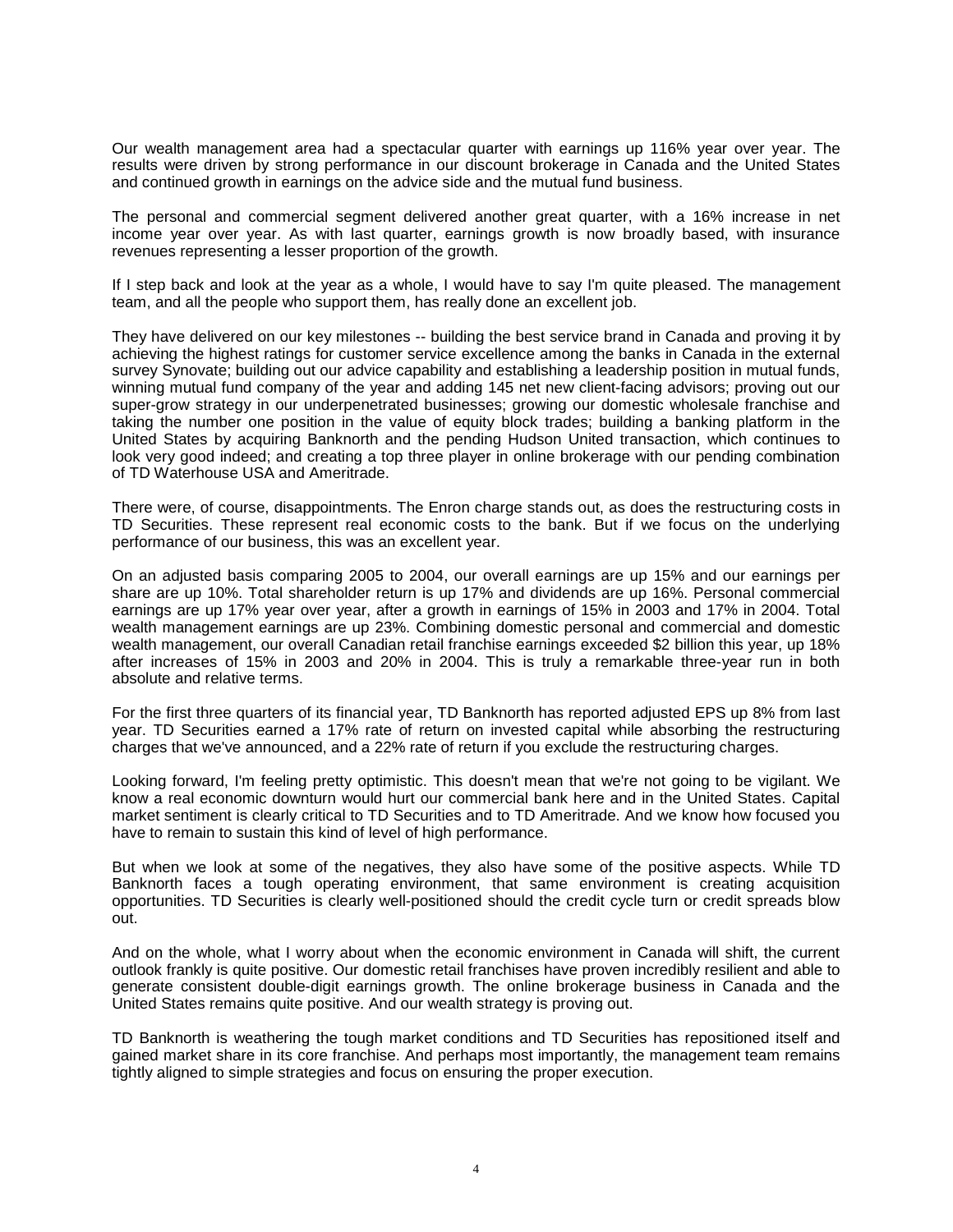Our wealth management area had a spectacular quarter with earnings up 116% year over year. The results were driven by strong performance in our discount brokerage in Canada and the United States and continued growth in earnings on the advice side and the mutual fund business.

The personal and commercial segment delivered another great quarter, with a 16% increase in net income year over year. As with last quarter, earnings growth is now broadly based, with insurance revenues representing a lesser proportion of the growth.

If I step back and look at the year as a whole, I would have to say I'm quite pleased. The management team, and all the people who support them, has really done an excellent job.

They have delivered on our key milestones -- building the best service brand in Canada and proving it by achieving the highest ratings for customer service excellence among the banks in Canada in the external survey Synovate; building out our advice capability and establishing a leadership position in mutual funds, winning mutual fund company of the year and adding 145 net new client-facing advisors; proving out our super-grow strategy in our underpenetrated businesses; growing our domestic wholesale franchise and taking the number one position in the value of equity block trades; building a banking platform in the United States by acquiring Banknorth and the pending Hudson United transaction, which continues to look very good indeed; and creating a top three player in online brokerage with our pending combination of TD Waterhouse USA and Ameritrade.

There were, of course, disappointments. The Enron charge stands out, as does the restructuring costs in TD Securities. These represent real economic costs to the bank. But if we focus on the underlying performance of our business, this was an excellent year.

On an adjusted basis comparing 2005 to 2004, our overall earnings are up 15% and our earnings per share are up 10%. Total shareholder return is up 17% and dividends are up 16%. Personal commercial earnings are up 17% year over year, after a growth in earnings of 15% in 2003 and 17% in 2004. Total wealth management earnings are up 23%. Combining domestic personal and commercial and domestic wealth management, our overall Canadian retail franchise earnings exceeded $2 billion this year, up 18% after increases of 15% in 2003 and 20% in 2004. This is truly a remarkable three-year run in both absolute and relative terms.

For the first three quarters of its financial year, TD Banknorth has reported adjusted EPS up 8% from last year. TD Securities earned a 17% rate of return on invested capital while absorbing the restructuring charges that we've announced, and a 22% rate of return if you exclude the restructuring charges.

Looking forward, I'm feeling pretty optimistic. This doesn't mean that we're not going to be vigilant. We know a real economic downturn would hurt our commercial bank here and in the United States. Capital market sentiment is clearly critical to TD Securities and to TD Ameritrade. And we know how focused you have to remain to sustain this kind of level of high performance.

But when we look at some of the negatives, they also have some of the positive aspects. While TD Banknorth faces a tough operating environment, that same environment is creating acquisition opportunities. TD Securities is clearly well-positioned should the credit cycle turn or credit spreads blow out.

And on the whole, what I worry about when the economic environment in Canada will shift, the current outlook frankly is quite positive. Our domestic retail franchises have proven incredibly resilient and able to generate consistent double-digit earnings growth. The online brokerage business in Canada and the United States remains quite positive. And our wealth strategy is proving out.

TD Banknorth is weathering the tough market conditions and TD Securities has repositioned itself and gained market share in its core franchise. And perhaps most importantly, the management team remains tightly aligned to simple strategies and focus on ensuring the proper execution.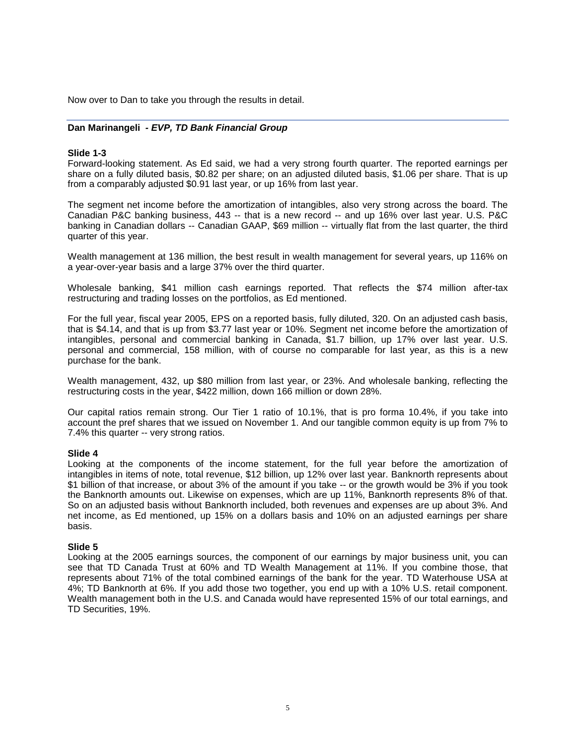Now over to Dan to take you through the results in detail.

---

**Dan Marinangeli** *- **EVP, TD Bank Financial Group***

**Slide 1-3**
Forward-looking statement. As Ed said, we had a very strong fourth quarter. The reported earnings per share on a fully diluted basis, $0.82 per share; on an adjusted diluted basis, $1.06 per share. That is up from a comparably adjusted $0.91 last year, or up 16% from last year.

The segment net income before the amortization of intangibles, also very strong across the board. The Canadian P&C banking business, 443 -- that is a new record -- and up 16% over last year. U.S. P&C banking in Canadian dollars -- Canadian GAAP, $69 million -- virtually flat from the last quarter, the third quarter of this year.

Wealth management at 136 million, the best result in wealth management for several years, up 116% on a year-over-year basis and a large 37% over the third quarter.

Wholesale banking, $41 million cash earnings reported. That reflects the $74 million after-tax restructuring and trading losses on the portfolios, as Ed mentioned.

For the full year, fiscal year 2005, EPS on a reported basis, fully diluted, 320. On an adjusted cash basis, that is $4.14, and that is up from $3.77 last year or 10%. Segment net income before the amortization of intangibles, personal and commercial banking in Canada, $1.7 billion, up 17% over last year. U.S. personal and commercial, 158 million, with of course no comparable for last year, as this is a new purchase for the bank.

Wealth management, 432, up $80 million from last year, or 23%. And wholesale banking, reflecting the restructuring costs in the year, $422 million, down 166 million or down 28%.

Our capital ratios remain strong. Our Tier 1 ratio of 10.1%, that is pro forma 10.4%, if you take into account the pref shares that we issued on November 1. And our tangible common equity is up from 7% to 7.4% this quarter -- very strong ratios.

**Slide 4**
Looking at the components of the income statement, for the full year before the amortization of intangibles in items of note, total revenue, $12 billion, up 12% over last year. Banknorth represents about $1 billion of that increase, or about 3% of the amount if you take -- or the growth would be 3% if you took the Banknorth amounts out. Likewise on expenses, which are up 11%, Banknorth represents 8% of that. So on an adjusted basis without Banknorth included, both revenues and expenses are up about 3%. And net income, as Ed mentioned, up 15% on a dollars basis and 10% on an adjusted earnings per share basis.

**Slide 5**
Looking at the 2005 earnings sources, the component of our earnings by major business unit, you can see that TD Canada Trust at 60% and TD Wealth Management at 11%. If you combine those, that represents about 71% of the total combined earnings of the bank for the year. TD Waterhouse USA at 4%; TD Banknorth at 6%. If you add those two together, you end up with a 10% U.S. retail component. Wealth management both in the U.S. and Canada would have represented 15% of our total earnings, and TD Securities, 19%.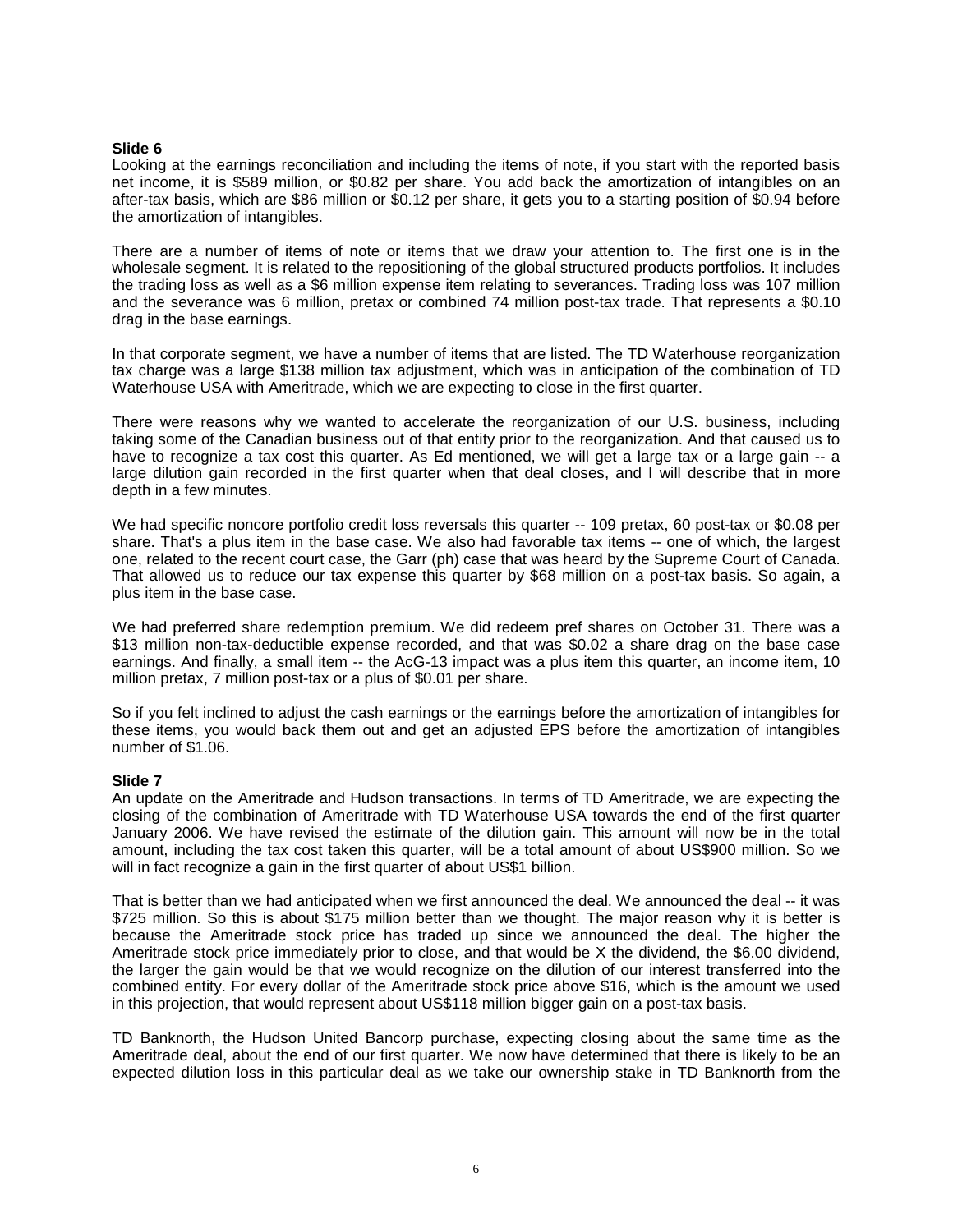**Slide 6**

Looking at the earnings reconciliation and including the items of note, if you start with the reported basis net income, it is $589 million, or $0.82 per share. You add back the amortization of intangibles on an after-tax basis, which are $86 million or $0.12 per share, it gets you to a starting position of $0.94 before the amortization of intangibles.

There are a number of items of note or items that we draw your attention to. The first one is in the wholesale segment. It is related to the repositioning of the global structured products portfolios. It includes the trading loss as well as a $6 million expense item relating to severances. Trading loss was 107 million and the severance was 6 million, pretax or combined 74 million post-tax trade. That represents a $0.10 drag in the base earnings.

In that corporate segment, we have a number of items that are listed. The TD Waterhouse reorganization tax charge was a large $138 million tax adjustment, which was in anticipation of the combination of TD Waterhouse USA with Ameritrade, which we are expecting to close in the first quarter.

There were reasons why we wanted to accelerate the reorganization of our U.S. business, including taking some of the Canadian business out of that entity prior to the reorganization. And that caused us to have to recognize a tax cost this quarter. As Ed mentioned, we will get a large tax or a large gain -- a large dilution gain recorded in the first quarter when that deal closes, and I will describe that in more depth in a few minutes.

We had specific noncore portfolio credit loss reversals this quarter -- 109 pretax, 60 post-tax or $0.08 per share. That's a plus item in the base case. We also had favorable tax items -- one of which, the largest one, related to the recent court case, the Garr (ph) case that was heard by the Supreme Court of Canada. That allowed us to reduce our tax expense this quarter by $68 million on a post-tax basis. So again, a plus item in the base case.

We had preferred share redemption premium. We did redeem pref shares on October 31. There was a $13 million non-tax-deductible expense recorded, and that was $0.02 a share drag on the base case earnings. And finally, a small item -- the AcG-13 impact was a plus item this quarter, an income item, 10 million pretax, 7 million post-tax or a plus of $0.01 per share.

So if you felt inclined to adjust the cash earnings or the earnings before the amortization of intangibles for these items, you would back them out and get an adjusted EPS before the amortization of intangibles number of $1.06.

**Slide 7**

An update on the Ameritrade and Hudson transactions. In terms of TD Ameritrade, we are expecting the closing of the combination of Ameritrade with TD Waterhouse USA towards the end of the first quarter January 2006. We have revised the estimate of the dilution gain. This amount will now be in the total amount, including the tax cost taken this quarter, will be a total amount of about US$900 million. So we will in fact recognize a gain in the first quarter of about US$1 billion.

That is better than we had anticipated when we first announced the deal. We announced the deal -- it was $725 million. So this is about $175 million better than we thought. The major reason why it is better is because the Ameritrade stock price has traded up since we announced the deal. The higher the Ameritrade stock price immediately prior to close, and that would be X the dividend, the $6.00 dividend, the larger the gain would be that we would recognize on the dilution of our interest transferred into the combined entity. For every dollar of the Ameritrade stock price above $16, which is the amount we used in this projection, that would represent about US$118 million bigger gain on a post-tax basis.

TD Banknorth, the Hudson United Bancorp purchase, expecting closing about the same time as the Ameritrade deal, about the end of our first quarter. We now have determined that there is likely to be an expected dilution loss in this particular deal as we take our ownership stake in TD Banknorth from the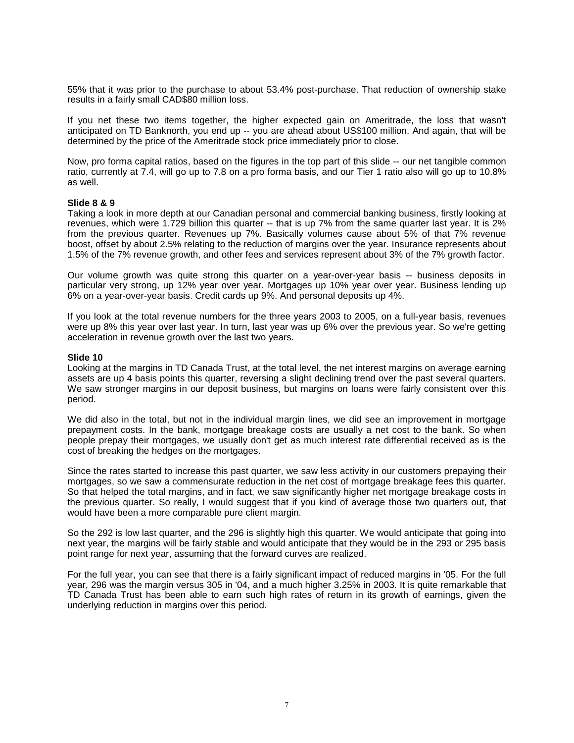55% that it was prior to the purchase to about 53.4% post-purchase. That reduction of ownership stake results in a fairly small CAD$80 million loss.

If you net these two items together, the higher expected gain on Ameritrade, the loss that wasn't anticipated on TD Banknorth, you end up -- you are ahead about US$100 million. And again, that will be determined by the price of the Ameritrade stock price immediately prior to close.

Now, pro forma capital ratios, based on the figures in the top part of this slide -- our net tangible common ratio, currently at 7.4, will go up to 7.8 on a pro forma basis, and our Tier 1 ratio also will go up to 10.8% as well.

**Slide 8 & 9**

Taking a look in more depth at our Canadian personal and commercial banking business, firstly looking at revenues, which were 1.729 billion this quarter -- that is up 7% from the same quarter last year. It is 2% from the previous quarter. Revenues up 7%. Basically volumes cause about 5% of that 7% revenue boost, offset by about 2.5% relating to the reduction of margins over the year. Insurance represents about 1.5% of the 7% revenue growth, and other fees and services represent about 3% of the 7% growth factor.

Our volume growth was quite strong this quarter on a year-over-year basis -- business deposits in particular very strong, up 12% year over year. Mortgages up 10% year over year. Business lending up 6% on a year-over-year basis. Credit cards up 9%. And personal deposits up 4%.

If you look at the total revenue numbers for the three years 2003 to 2005, on a full-year basis, revenues were up 8% this year over last year. In turn, last year was up 6% over the previous year. So we're getting acceleration in revenue growth over the last two years.

**Slide 10**

Looking at the margins in TD Canada Trust, at the total level, the net interest margins on average earning assets are up 4 basis points this quarter, reversing a slight declining trend over the past several quarters. We saw stronger margins in our deposit business, but margins on loans were fairly consistent over this period.

We did also in the total, but not in the individual margin lines, we did see an improvement in mortgage prepayment costs. In the bank, mortgage breakage costs are usually a net cost to the bank. So when people prepay their mortgages, we usually don't get as much interest rate differential received as is the cost of breaking the hedges on the mortgages.

Since the rates started to increase this past quarter, we saw less activity in our customers prepaying their mortgages, so we saw a commensurate reduction in the net cost of mortgage breakage fees this quarter. So that helped the total margins, and in fact, we saw significantly higher net mortgage breakage costs in the previous quarter. So really, I would suggest that if you kind of average those two quarters out, that would have been a more comparable pure client margin.

So the 292 is low last quarter, and the 296 is slightly high this quarter. We would anticipate that going into next year, the margins will be fairly stable and would anticipate that they would be in the 293 or 295 basis point range for next year, assuming that the forward curves are realized.

For the full year, you can see that there is a fairly significant impact of reduced margins in '05. For the full year, 296 was the margin versus 305 in '04, and a much higher 3.25% in 2003. It is quite remarkable that TD Canada Trust has been able to earn such high rates of return in its growth of earnings, given the underlying reduction in margins over this period.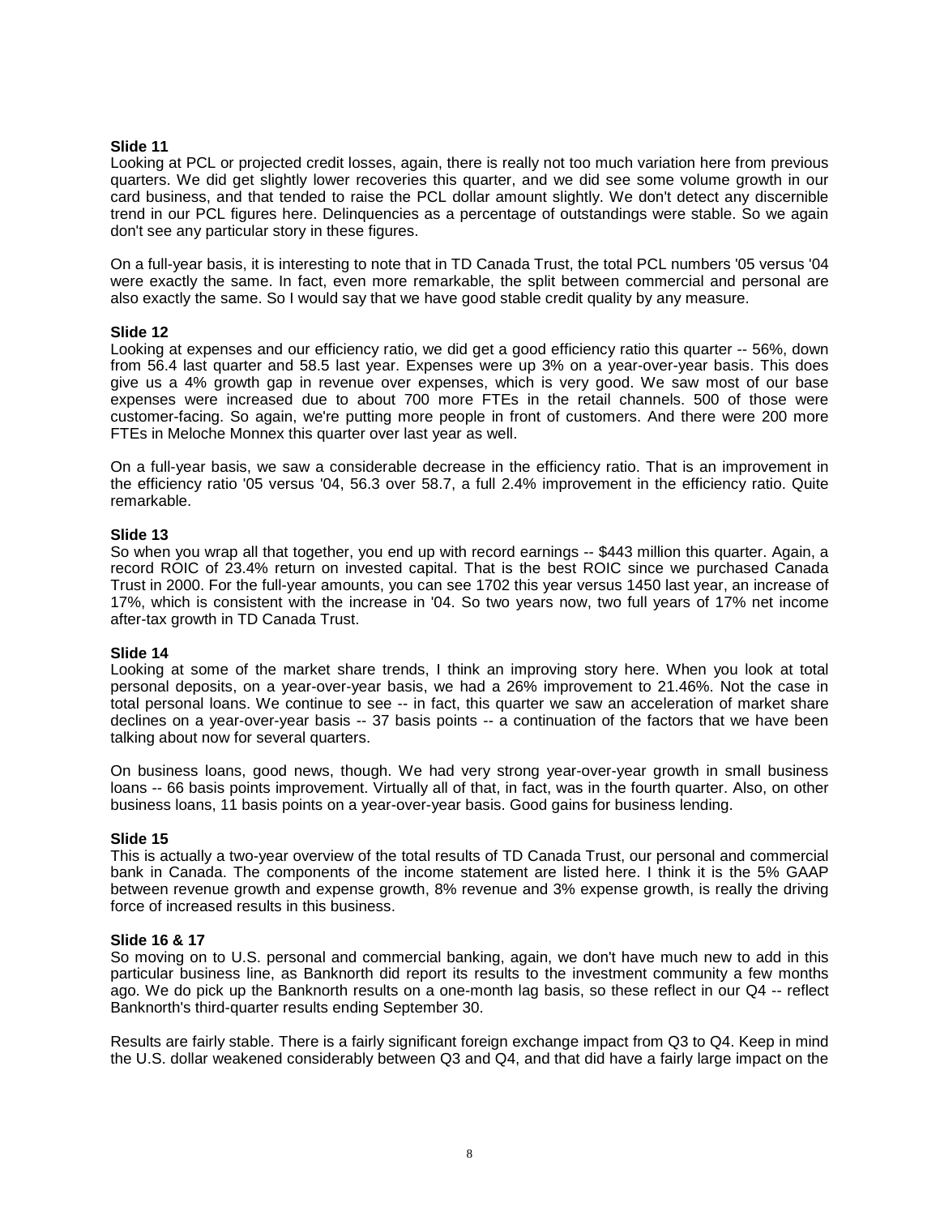**Slide 11**

Looking at PCL or projected credit losses, again, there is really not too much variation here from previous quarters. We did get slightly lower recoveries this quarter, and we did see some volume growth in our card business, and that tended to raise the PCL dollar amount slightly. We don't detect any discernible trend in our PCL figures here. Delinquencies as a percentage of outstandings were stable. So we again don't see any particular story in these figures.

On a full-year basis, it is interesting to note that in TD Canada Trust, the total PCL numbers '05 versus '04 were exactly the same. In fact, even more remarkable, the split between commercial and personal are also exactly the same. So I would say that we have good stable credit quality by any measure.

**Slide 12**

Looking at expenses and our efficiency ratio, we did get a good efficiency ratio this quarter -- 56%, down from 56.4 last quarter and 58.5 last year. Expenses were up 3% on a year-over-year basis. This does give us a 4% growth gap in revenue over expenses, which is very good. We saw most of our base expenses were increased due to about 700 more FTEs in the retail channels. 500 of those were customer-facing. So again, we're putting more people in front of customers. And there were 200 more FTEs in Meloche Monnex this quarter over last year as well.

On a full-year basis, we saw a considerable decrease in the efficiency ratio. That is an improvement in the efficiency ratio '05 versus '04, 56.3 over 58.7, a full 2.4% improvement in the efficiency ratio. Quite remarkable.

**Slide 13**

So when you wrap all that together, you end up with record earnings -- $443 million this quarter. Again, a record ROIC of 23.4% return on invested capital. That is the best ROIC since we purchased Canada Trust in 2000. For the full-year amounts, you can see 1702 this year versus 1450 last year, an increase of 17%, which is consistent with the increase in '04. So two years now, two full years of 17% net income after-tax growth in TD Canada Trust.

**Slide 14**

Looking at some of the market share trends, I think an improving story here. When you look at total personal deposits, on a year-over-year basis, we had a 26% improvement to 21.46%. Not the case in total personal loans. We continue to see -- in fact, this quarter we saw an acceleration of market share declines on a year-over-year basis -- 37 basis points -- a continuation of the factors that we have been talking about now for several quarters.

On business loans, good news, though. We had very strong year-over-year growth in small business loans -- 66 basis points improvement. Virtually all of that, in fact, was in the fourth quarter. Also, on other business loans, 11 basis points on a year-over-year basis. Good gains for business lending.

**Slide 15**

This is actually a two-year overview of the total results of TD Canada Trust, our personal and commercial bank in Canada. The components of the income statement are listed here. I think it is the 5% GAAP between revenue growth and expense growth, 8% revenue and 3% expense growth, is really the driving force of increased results in this business.

**Slide 16 & 17**

So moving on to U.S. personal and commercial banking, again, we don't have much new to add in this particular business line, as Banknorth did report its results to the investment community a few months ago. We do pick up the Banknorth results on a one-month lag basis, so these reflect in our Q4 -- reflect Banknorth's third-quarter results ending September 30.

Results are fairly stable. There is a fairly significant foreign exchange impact from Q3 to Q4. Keep in mind the U.S. dollar weakened considerably between Q3 and Q4, and that did have a fairly large impact on the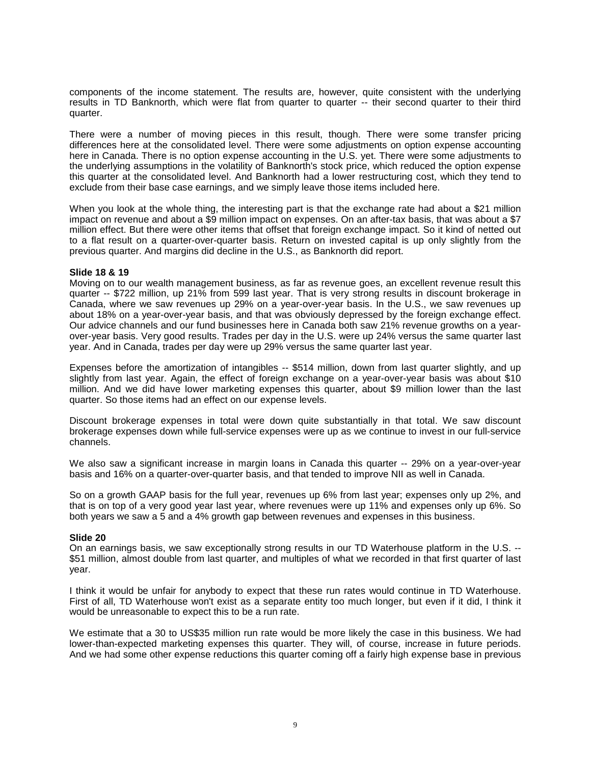components of the income statement. The results are, however, quite consistent with the underlying results in TD Banknorth, which were flat from quarter to quarter -- their second quarter to their third quarter.

There were a number of moving pieces in this result, though. There were some transfer pricing differences here at the consolidated level. There were some adjustments on option expense accounting here in Canada. There is no option expense accounting in the U.S. yet. There were some adjustments to the underlying assumptions in the volatility of Banknorth's stock price, which reduced the option expense this quarter at the consolidated level. And Banknorth had a lower restructuring cost, which they tend to exclude from their base case earnings, and we simply leave those items included here.

When you look at the whole thing, the interesting part is that the exchange rate had about a $21 million impact on revenue and about a $9 million impact on expenses. On an after-tax basis, that was about a $7 million effect. But there were other items that offset that foreign exchange impact. So it kind of netted out to a flat result on a quarter-over-quarter basis. Return on invested capital is up only slightly from the previous quarter. And margins did decline in the U.S., as Banknorth did report.

**Slide 18 & 19**

Moving on to our wealth management business, as far as revenue goes, an excellent revenue result this quarter -- $722 million, up 21% from 599 last year. That is very strong results in discount brokerage in Canada, where we saw revenues up 29% on a year-over-year basis. In the U.S., we saw revenues up about 18% on a year-over-year basis, and that was obviously depressed by the foreign exchange effect. Our advice channels and our fund businesses here in Canada both saw 21% revenue growths on a year-over-year basis. Very good results. Trades per day in the U.S. were up 24% versus the same quarter last year. And in Canada, trades per day were up 29% versus the same quarter last year.

Expenses before the amortization of intangibles -- $514 million, down from last quarter slightly, and up slightly from last year. Again, the effect of foreign exchange on a year-over-year basis was about $10 million. And we did have lower marketing expenses this quarter, about $9 million lower than the last quarter. So those items had an effect on our expense levels.

Discount brokerage expenses in total were down quite substantially in that total. We saw discount brokerage expenses down while full-service expenses were up as we continue to invest in our full-service channels.

We also saw a significant increase in margin loans in Canada this quarter -- 29% on a year-over-year basis and 16% on a quarter-over-quarter basis, and that tended to improve NII as well in Canada.

So on a growth GAAP basis for the full year, revenues up 6% from last year; expenses only up 2%, and that is on top of a very good year last year, where revenues were up 11% and expenses only up 6%. So both years we saw a 5 and a 4% growth gap between revenues and expenses in this business.

**Slide 20**

On an earnings basis, we saw exceptionally strong results in our TD Waterhouse platform in the U.S. -- $51 million, almost double from last quarter, and multiples of what we recorded in that first quarter of last year.

I think it would be unfair for anybody to expect that these run rates would continue in TD Waterhouse. First of all, TD Waterhouse won't exist as a separate entity too much longer, but even if it did, I think it would be unreasonable to expect this to be a run rate.

We estimate that a 30 to US$35 million run rate would be more likely the case in this business. We had lower-than-expected marketing expenses this quarter. They will, of course, increase in future periods. And we had some other expense reductions this quarter coming off a fairly high expense base in previous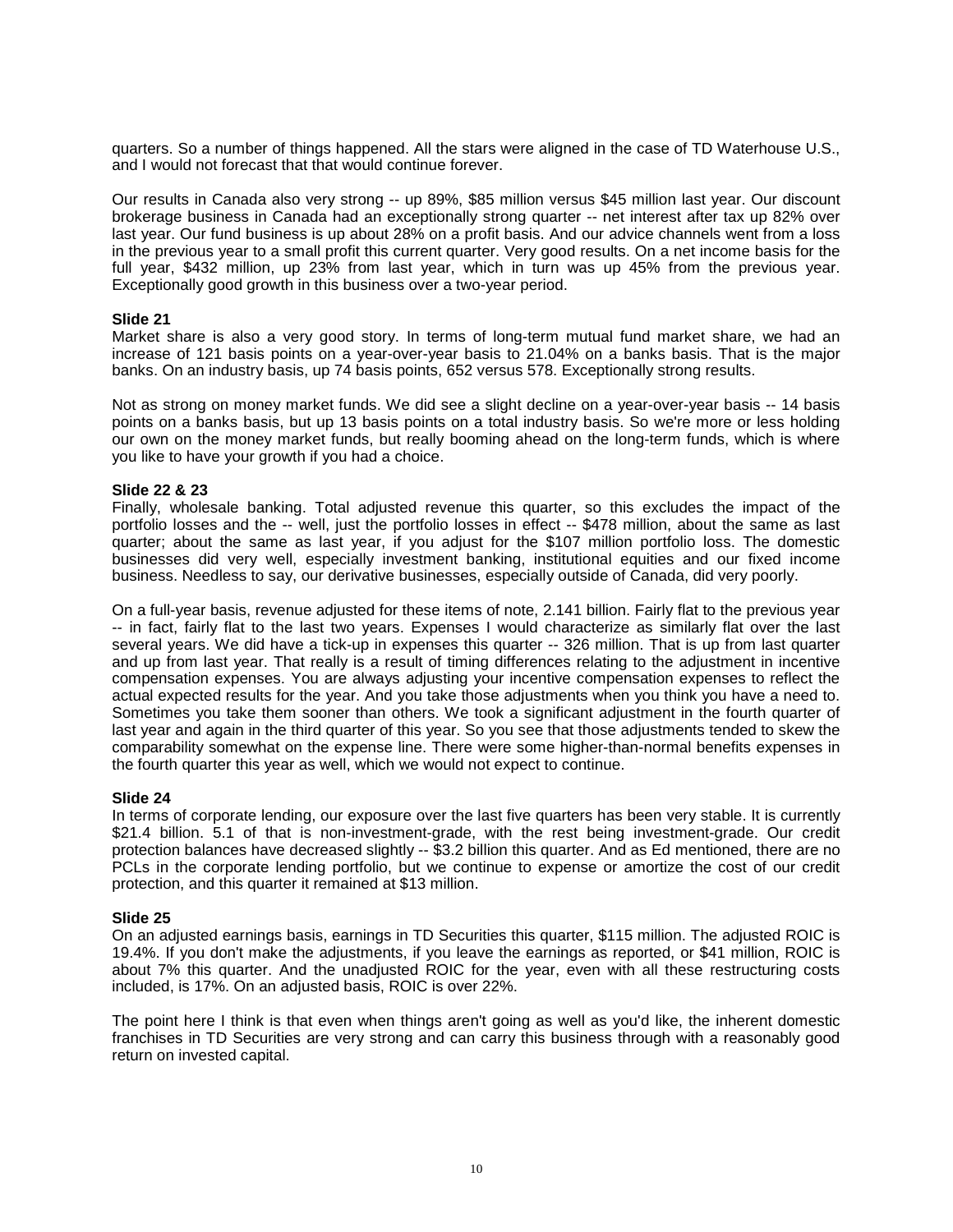quarters. So a number of things happened. All the stars were aligned in the case of TD Waterhouse U.S., and I would not forecast that that would continue forever.

Our results in Canada also very strong -- up 89%, $85 million versus $45 million last year. Our discount brokerage business in Canada had an exceptionally strong quarter -- net interest after tax up 82% over last year. Our fund business is up about 28% on a profit basis. And our advice channels went from a loss in the previous year to a small profit this current quarter. Very good results. On a net income basis for the full year, $432 million, up 23% from last year, which in turn was up 45% from the previous year. Exceptionally good growth in this business over a two-year period.

**Slide 21**
Market share is also a very good story. In terms of long-term mutual fund market share, we had an increase of 121 basis points on a year-over-year basis to 21.04% on a banks basis. That is the major banks. On an industry basis, up 74 basis points, 652 versus 578. Exceptionally strong results.

Not as strong on money market funds. We did see a slight decline on a year-over-year basis -- 14 basis points on a banks basis, but up 13 basis points on a total industry basis. So we're more or less holding our own on the money market funds, but really booming ahead on the long-term funds, which is where you like to have your growth if you had a choice.

**Slide 22 & 23**
Finally, wholesale banking. Total adjusted revenue this quarter, so this excludes the impact of the portfolio losses and the -- well, just the portfolio losses in effect -- $478 million, about the same as last quarter; about the same as last year, if you adjust for the $107 million portfolio loss. The domestic businesses did very well, especially investment banking, institutional equities and our fixed income business. Needless to say, our derivative businesses, especially outside of Canada, did very poorly.

On a full-year basis, revenue adjusted for these items of note, 2.141 billion. Fairly flat to the previous year -- in fact, fairly flat to the last two years. Expenses I would characterize as similarly flat over the last several years. We did have a tick-up in expenses this quarter -- 326 million. That is up from last quarter and up from last year. That really is a result of timing differences relating to the adjustment in incentive compensation expenses. You are always adjusting your incentive compensation expenses to reflect the actual expected results for the year. And you take those adjustments when you think you have a need to. Sometimes you take them sooner than others. We took a significant adjustment in the fourth quarter of last year and again in the third quarter of this year. So you see that those adjustments tended to skew the comparability somewhat on the expense line. There were some higher-than-normal benefits expenses in the fourth quarter this year as well, which we would not expect to continue.

**Slide 24**
In terms of corporate lending, our exposure over the last five quarters has been very stable. It is currently $21.4 billion. 5.1 of that is non-investment-grade, with the rest being investment-grade. Our credit protection balances have decreased slightly -- $3.2 billion this quarter. And as Ed mentioned, there are no PCLs in the corporate lending portfolio, but we continue to expense or amortize the cost of our credit protection, and this quarter it remained at $13 million.

**Slide 25**
On an adjusted earnings basis, earnings in TD Securities this quarter, $115 million. The adjusted ROIC is 19.4%. If you don't make the adjustments, if you leave the earnings as reported, or $41 million, ROIC is about 7% this quarter. And the unadjusted ROIC for the year, even with all these restructuring costs included, is 17%. On an adjusted basis, ROIC is over 22%.

The point here I think is that even when things aren't going as well as you'd like, the inherent domestic franchises in TD Securities are very strong and can carry this business through with a reasonably good return on invested capital.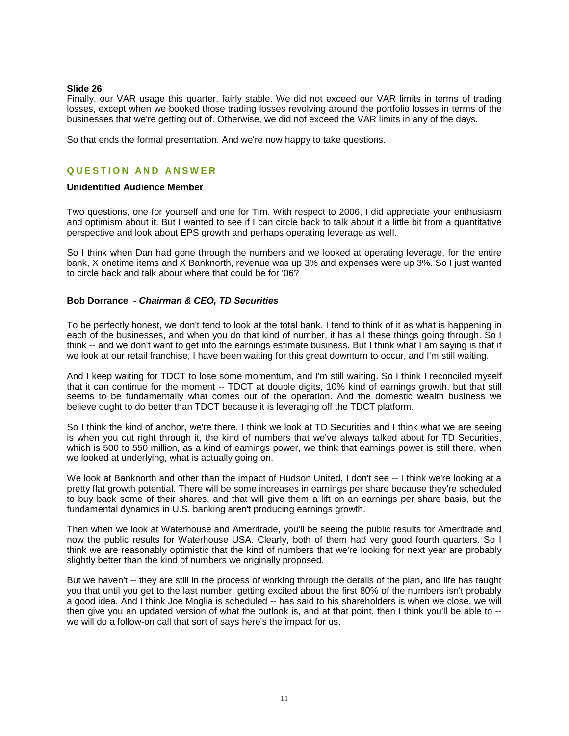**Slide 26**

Finally, our VAR usage this quarter, fairly stable. We did not exceed our VAR limits in terms of trading losses, except when we booked those trading losses revolving around the portfolio losses in terms of the businesses that we're getting out of. Otherwise, we did not exceed the VAR limits in any of the days.

So that ends the formal presentation. And we're now happy to take questions.

## QUESTION AND ANSWER

**Unidentified Audience Member**

Two questions, one for yourself and one for Tim. With respect to 2006, I did appreciate your enthusiasm and optimism about it. But I wanted to see if I can circle back to talk about it a little bit from a quantitative perspective and look about EPS growth and perhaps operating leverage as well.

So I think when Dan had gone through the numbers and we looked at operating leverage, for the entire bank, X onetime items and X Banknorth, revenue was up 3% and expenses were up 3%. So I just wanted to circle back and talk about where that could be for '06?

**Bob Dorrance** *- Chairman & CEO, TD Securities*

To be perfectly honest, we don't tend to look at the total bank. I tend to think of it as what is happening in each of the businesses, and when you do that kind of number, it has all these things going through. So I think -- and we don't want to get into the earnings estimate business. But I think what I am saying is that if we look at our retail franchise, I have been waiting for this great downturn to occur, and I'm still waiting.

And I keep waiting for TDCT to lose some momentum, and I'm still waiting. So I think I reconciled myself that it can continue for the moment -- TDCT at double digits, 10% kind of earnings growth, but that still seems to be fundamentally what comes out of the operation. And the domestic wealth business we believe ought to do better than TDCT because it is leveraging off the TDCT platform.

So I think the kind of anchor, we're there. I think we look at TD Securities and I think what we are seeing is when you cut right through it, the kind of numbers that we've always talked about for TD Securities, which is 500 to 550 million, as a kind of earnings power, we think that earnings power is still there, when we looked at underlying, what is actually going on.

We look at Banknorth and other than the impact of Hudson United, I don't see -- I think we're looking at a pretty flat growth potential. There will be some increases in earnings per share because they're scheduled to buy back some of their shares, and that will give them a lift on an earnings per share basis, but the fundamental dynamics in U.S. banking aren't producing earnings growth.

Then when we look at Waterhouse and Ameritrade, you'll be seeing the public results for Ameritrade and now the public results for Waterhouse USA. Clearly, both of them had very good fourth quarters. So I think we are reasonably optimistic that the kind of numbers that we're looking for next year are probably slightly better than the kind of numbers we originally proposed.

But we haven't -- they are still in the process of working through the details of the plan, and life has taught you that until you get to the last number, getting excited about the first 80% of the numbers isn't probably a good idea. And I think Joe Moglia is scheduled -- has said to his shareholders is when we close, we will then give you an updated version of what the outlook is, and at that point, then I think you'll be able to -- we will do a follow-on call that sort of says here's the impact for us.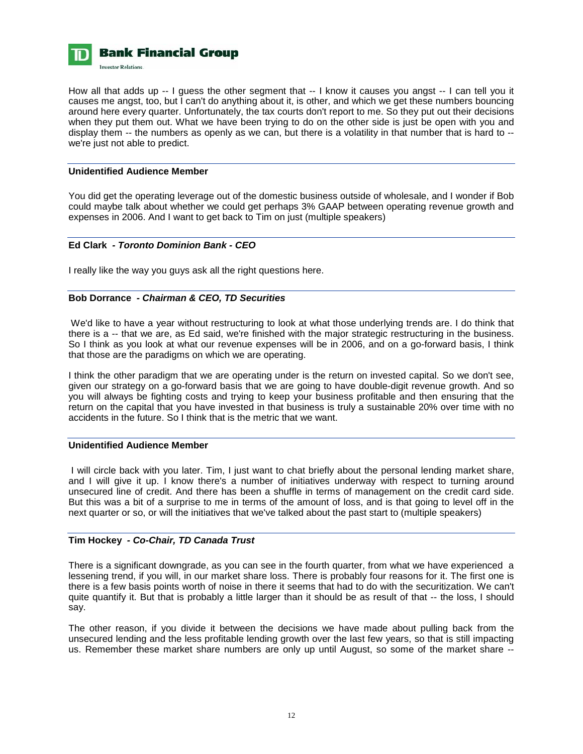How all that adds up -- I guess the other segment that -- I know it causes you angst -- I can tell you it causes me angst, too, but I can't do anything about it, is other, and which we get these numbers bouncing around here every quarter. Unfortunately, the tax courts don't report to me. So they put out their decisions when they put them out. What we have been trying to do on the other side is just be open with you and display them -- the numbers as openly as we can, but there is a volatility in that number that is hard to -- we're just not able to predict.

**Unidentified Audience Member**

You did get the operating leverage out of the domestic business outside of wholesale, and I wonder if Bob could maybe talk about whether we could get perhaps 3% GAAP between operating revenue growth and expenses in 2006. And I want to get back to Tim on just (multiple speakers)

**Ed Clark** *- Toronto Dominion Bank - CEO*

I really like the way you guys ask all the right questions here.

**Bob Dorrance** *- Chairman & CEO, TD Securities*

We'd like to have a year without restructuring to look at what those underlying trends are. I do think that there is a -- that we are, as Ed said, we're finished with the major strategic restructuring in the business. So I think as you look at what our revenue expenses will be in 2006, and on a go-forward basis, I think that those are the paradigms on which we are operating.

I think the other paradigm that we are operating under is the return on invested capital. So we don't see, given our strategy on a go-forward basis that we are going to have double-digit revenue growth. And so you will always be fighting costs and trying to keep your business profitable and then ensuring that the return on the capital that you have invested in that business is truly a sustainable 20% over time with no accidents in the future. So I think that is the metric that we want.

**Unidentified Audience Member**

I will circle back with you later. Tim, I just want to chat briefly about the personal lending market share, and I will give it up. I know there's a number of initiatives underway with respect to turning around unsecured line of credit. And there has been a shuffle in terms of management on the credit card side. But this was a bit of a surprise to me in terms of the amount of loss, and is that going to level off in the next quarter or so, or will the initiatives that we've talked about the past start to (multiple speakers)

**Tim Hockey** *- Co-Chair, TD Canada Trust*

There is a significant downgrade, as you can see in the fourth quarter, from what we have experienced a lessening trend, if you will, in our market share loss. There is probably four reasons for it. The first one is there is a few basis points worth of noise in there it seems that had to do with the securitization. We can't quite quantify it. But that is probably a little larger than it should be as result of that -- the loss, I should say.

The other reason, if you divide it between the decisions we have made about pulling back from the unsecured lending and the less profitable lending growth over the last few years, so that is still impacting us. Remember these market share numbers are only up until August, so some of the market share --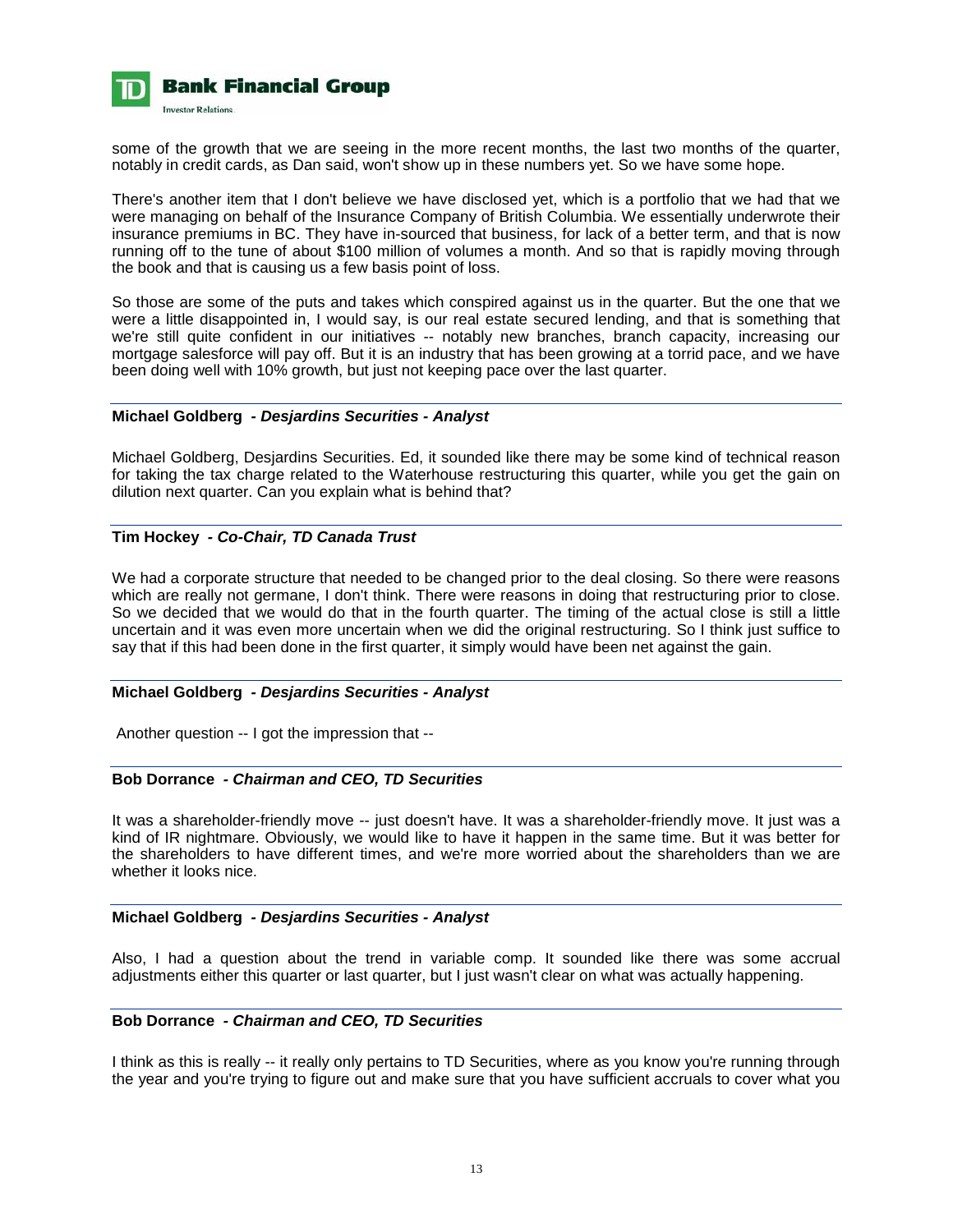some of the growth that we are seeing in the more recent months, the last two months of the quarter, notably in credit cards, as Dan said, won't show up in these numbers yet. So we have some hope.

There's another item that I don't believe we have disclosed yet, which is a portfolio that we had that we were managing on behalf of the Insurance Company of British Columbia. We essentially underwrote their insurance premiums in BC. They have in-sourced that business, for lack of a better term, and that is now running off to the tune of about $100 million of volumes a month. And so that is rapidly moving through the book and that is causing us a few basis point of loss.

So those are some of the puts and takes which conspired against us in the quarter. But the one that we were a little disappointed in, I would say, is our real estate secured lending, and that is something that we're still quite confident in our initiatives -- notably new branches, branch capacity, increasing our mortgage salesforce will pay off. But it is an industry that has been growing at a torrid pace, and we have been doing well with 10% growth, but just not keeping pace over the last quarter.

**Michael Goldberg** *- Desjardins Securities - Analyst*

Michael Goldberg, Desjardins Securities. Ed, it sounded like there may be some kind of technical reason for taking the tax charge related to the Waterhouse restructuring this quarter, while you get the gain on dilution next quarter. Can you explain what is behind that?

**Tim Hockey** *- Co-Chair, TD Canada Trust*

We had a corporate structure that needed to be changed prior to the deal closing. So there were reasons which are really not germane, I don't think. There were reasons in doing that restructuring prior to close. So we decided that we would do that in the fourth quarter. The timing of the actual close is still a little uncertain and it was even more uncertain when we did the original restructuring. So I think just suffice to say that if this had been done in the first quarter, it simply would have been net against the gain.

**Michael Goldberg** *- Desjardins Securities - Analyst*

Another question -- I got the impression that --

**Bob Dorrance** *- Chairman and CEO, TD Securities*

It was a shareholder-friendly move -- just doesn't have. It was a shareholder-friendly move. It just was a kind of IR nightmare. Obviously, we would like to have it happen in the same time. But it was better for the shareholders to have different times, and we're more worried about the shareholders than we are whether it looks nice.

**Michael Goldberg** *- Desjardins Securities - Analyst*

Also, I had a question about the trend in variable comp. It sounded like there was some accrual adjustments either this quarter or last quarter, but I just wasn't clear on what was actually happening.

**Bob Dorrance** *- Chairman and CEO, TD Securities*

I think as this is really -- it really only pertains to TD Securities, where as you know you're running through the year and you're trying to figure out and make sure that you have sufficient accruals to cover what you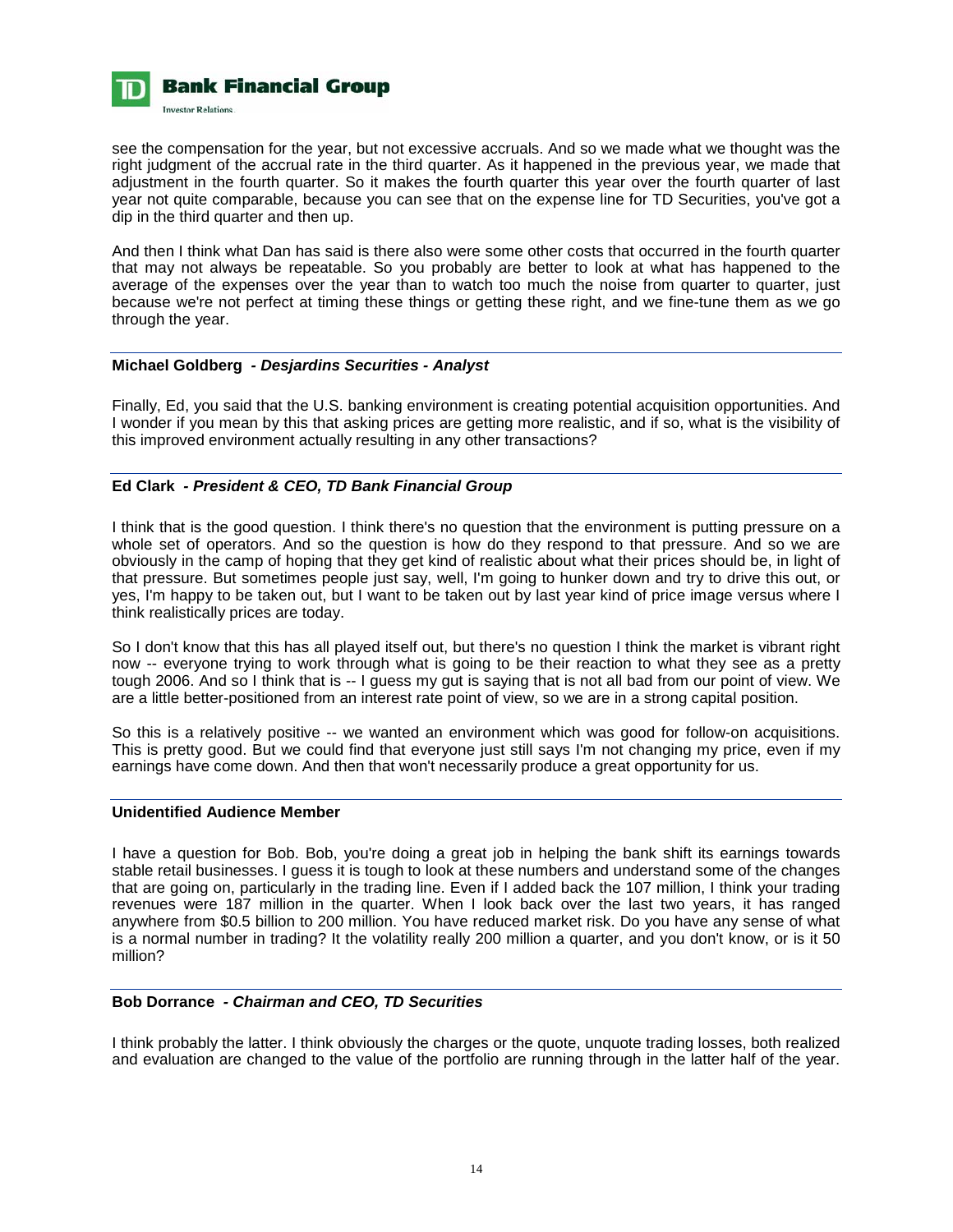see the compensation for the year, but not excessive accruals. And so we made what we thought was the right judgment of the accrual rate in the third quarter. As it happened in the previous year, we made that adjustment in the fourth quarter. So it makes the fourth quarter this year over the fourth quarter of last year not quite comparable, because you can see that on the expense line for TD Securities, you've got a dip in the third quarter and then up.

And then I think what Dan has said is there also were some other costs that occurred in the fourth quarter that may not always be repeatable. So you probably are better to look at what has happened to the average of the expenses over the year than to watch too much the noise from quarter to quarter, just because we're not perfect at timing these things or getting these right, and we fine-tune them as we go through the year.

---

**Michael Goldberg** *- Desjardins Securities - Analyst*

Finally, Ed, you said that the U.S. banking environment is creating potential acquisition opportunities. And I wonder if you mean by this that asking prices are getting more realistic, and if so, what is the visibility of this improved environment actually resulting in any other transactions?

---

**Ed Clark** *- President & CEO, TD Bank Financial Group*

I think that is the good question. I think there's no question that the environment is putting pressure on a whole set of operators. And so the question is how do they respond to that pressure. And so we are obviously in the camp of hoping that they get kind of realistic about what their prices should be, in light of that pressure. But sometimes people just say, well, I'm going to hunker down and try to drive this out, or yes, I'm happy to be taken out, but I want to be taken out by last year kind of price image versus where I think realistically prices are today.

So I don't know that this has all played itself out, but there's no question I think the market is vibrant right now -- everyone trying to work through what is going to be their reaction to what they see as a pretty tough 2006. And so I think that is -- I guess my gut is saying that is not all bad from our point of view. We are a little better-positioned from an interest rate point of view, so we are in a strong capital position.

So this is a relatively positive -- we wanted an environment which was good for follow-on acquisitions. This is pretty good. But we could find that everyone just still says I'm not changing my price, even if my earnings have come down. And then that won't necessarily produce a great opportunity for us.

---

**Unidentified Audience Member**

I have a question for Bob. Bob, you're doing a great job in helping the bank shift its earnings towards stable retail businesses. I guess it is tough to look at these numbers and understand some of the changes that are going on, particularly in the trading line. Even if I added back the 107 million, I think your trading revenues were 187 million in the quarter. When I look back over the last two years, it has ranged anywhere from $0.5 billion to 200 million. You have reduced market risk. Do you have any sense of what is a normal number in trading? It the volatility really 200 million a quarter, and you don't know, or is it 50 million?

---

**Bob Dorrance** *- Chairman and CEO, TD Securities*

I think probably the latter. I think obviously the charges or the quote, unquote trading losses, both realized and evaluation are changed to the value of the portfolio are running through in the latter half of the year.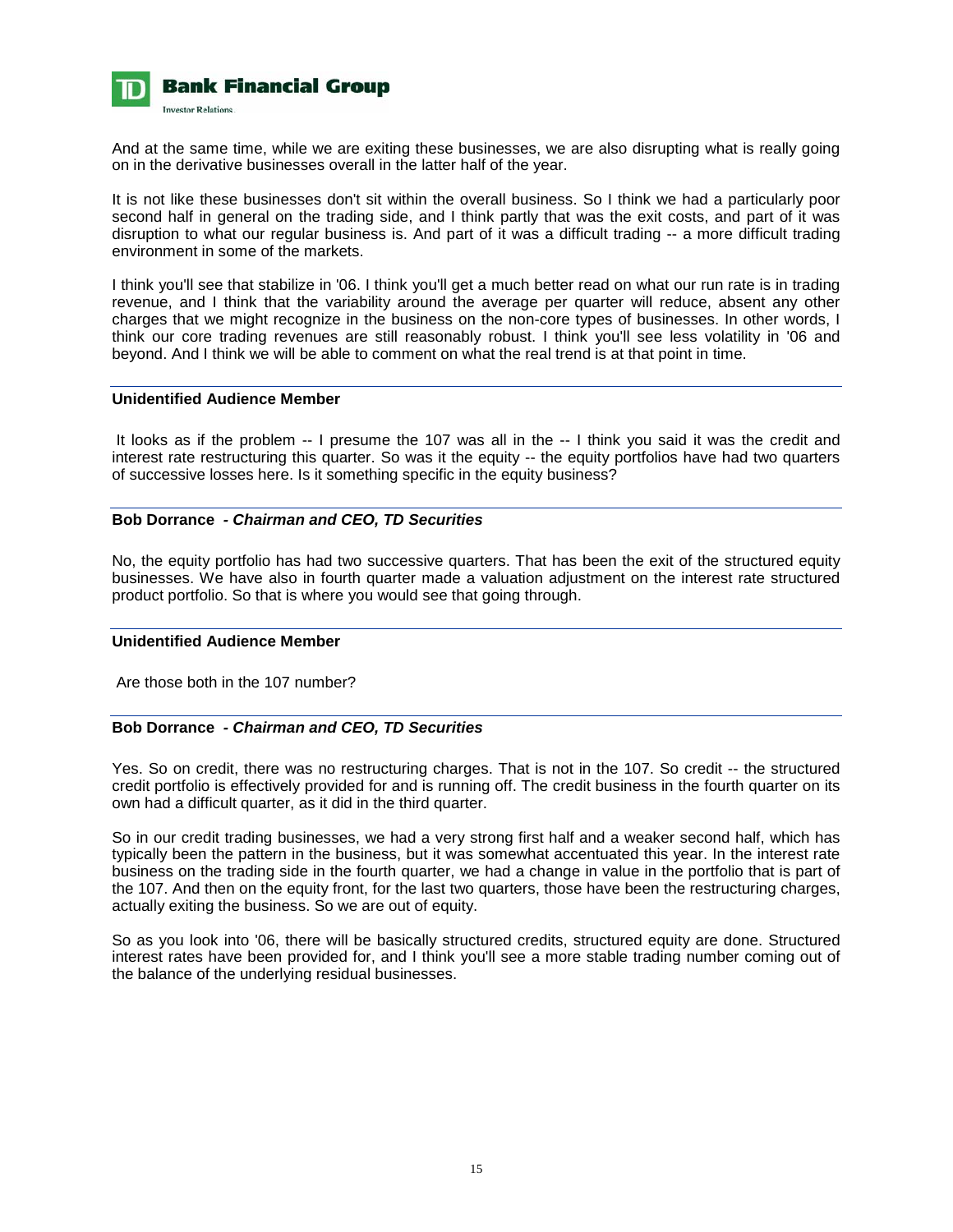And at the same time, while we are exiting these businesses, we are also disrupting what is really going on in the derivative businesses overall in the latter half of the year.

It is not like these businesses don't sit within the overall business. So I think we had a particularly poor second half in general on the trading side, and I think partly that was the exit costs, and part of it was disruption to what our regular business is. And part of it was a difficult trading -- a more difficult trading environment in some of the markets.

I think you'll see that stabilize in '06. I think you'll get a much better read on what our run rate is in trading revenue, and I think that the variability around the average per quarter will reduce, absent any other charges that we might recognize in the business on the non-core types of businesses. In other words, I think our core trading revenues are still reasonably robust. I think you'll see less volatility in '06 and beyond. And I think we will be able to comment on what the real trend is at that point in time.

---

**Unidentified Audience Member**

It looks as if the problem -- I presume the 107 was all in the -- I think you said it was the credit and interest rate restructuring this quarter. So was it the equity -- the equity portfolios have had two quarters of successive losses here. Is it something specific in the equity business?

---

**Bob Dorrance** ***- Chairman and CEO, TD Securities***

No, the equity portfolio has had two successive quarters. That has been the exit of the structured equity businesses. We have also in fourth quarter made a valuation adjustment on the interest rate structured product portfolio. So that is where you would see that going through.

---

**Unidentified Audience Member**

Are those both in the 107 number?

---

**Bob Dorrance** ***- Chairman and CEO, TD Securities***

Yes. So on credit, there was no restructuring charges. That is not in the 107. So credit -- the structured credit portfolio is effectively provided for and is running off. The credit business in the fourth quarter on its own had a difficult quarter, as it did in the third quarter.

So in our credit trading businesses, we had a very strong first half and a weaker second half, which has typically been the pattern in the business, but it was somewhat accentuated this year. In the interest rate business on the trading side in the fourth quarter, we had a change in value in the portfolio that is part of the 107. And then on the equity front, for the last two quarters, those have been the restructuring charges, actually exiting the business. So we are out of equity.

So as you look into '06, there will be basically structured credits, structured equity are done. Structured interest rates have been provided for, and I think you'll see a more stable trading number coming out of the balance of the underlying residual businesses.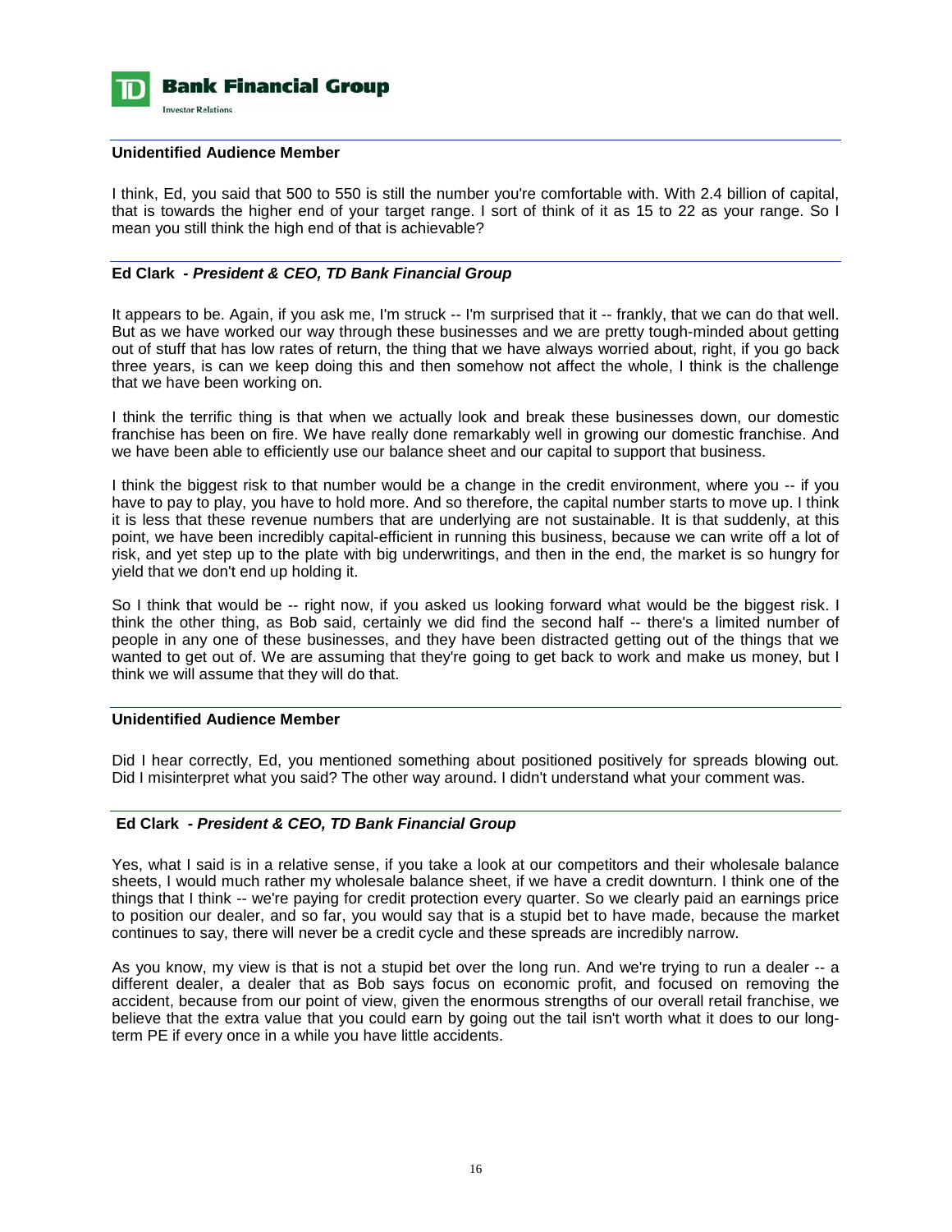**Unidentified Audience Member**

I think, Ed, you said that 500 to 550 is still the number you're comfortable with. With 2.4 billion of capital, that is towards the higher end of your target range. I sort of think of it as 15 to 22 as your range. So I mean you still think the high end of that is achievable?

**Ed Clark** *- **President & CEO, TD Bank Financial Group***

It appears to be. Again, if you ask me, I'm struck -- I'm surprised that it -- frankly, that we can do that well. But as we have worked our way through these businesses and we are pretty tough-minded about getting out of stuff that has low rates of return, the thing that we have always worried about, right, if you go back three years, is can we keep doing this and then somehow not affect the whole, I think is the challenge that we have been working on.

I think the terrific thing is that when we actually look and break these businesses down, our domestic franchise has been on fire. We have really done remarkably well in growing our domestic franchise. And we have been able to efficiently use our balance sheet and our capital to support that business.

I think the biggest risk to that number would be a change in the credit environment, where you -- if you have to pay to play, you have to hold more. And so therefore, the capital number starts to move up. I think it is less that these revenue numbers that are underlying are not sustainable. It is that suddenly, at this point, we have been incredibly capital-efficient in running this business, because we can write off a lot of risk, and yet step up to the plate with big underwritings, and then in the end, the market is so hungry for yield that we don't end up holding it.

So I think that would be -- right now, if you asked us looking forward what would be the biggest risk. I think the other thing, as Bob said, certainly we did find the second half -- there's a limited number of people in any one of these businesses, and they have been distracted getting out of the things that we wanted to get out of. We are assuming that they're going to get back to work and make us money, but I think we will assume that they will do that.

**Unidentified Audience Member**

Did I hear correctly, Ed, you mentioned something about positioned positively for spreads blowing out. Did I misinterpret what you said? The other way around. I didn't understand what your comment was.

**Ed Clark** *- **President & CEO, TD Bank Financial Group***

Yes, what I said is in a relative sense, if you take a look at our competitors and their wholesale balance sheets, I would much rather my wholesale balance sheet, if we have a credit downturn. I think one of the things that I think -- we're paying for credit protection every quarter. So we clearly paid an earnings price to position our dealer, and so far, you would say that is a stupid bet to have made, because the market continues to say, there will never be a credit cycle and these spreads are incredibly narrow.

As you know, my view is that is not a stupid bet over the long run. And we're trying to run a dealer -- a different dealer, a dealer that as Bob says focus on economic profit, and focused on removing the accident, because from our point of view, given the enormous strengths of our overall retail franchise, we believe that the extra value that you could earn by going out the tail isn't worth what it does to our long-term PE if every once in a while you have little accidents.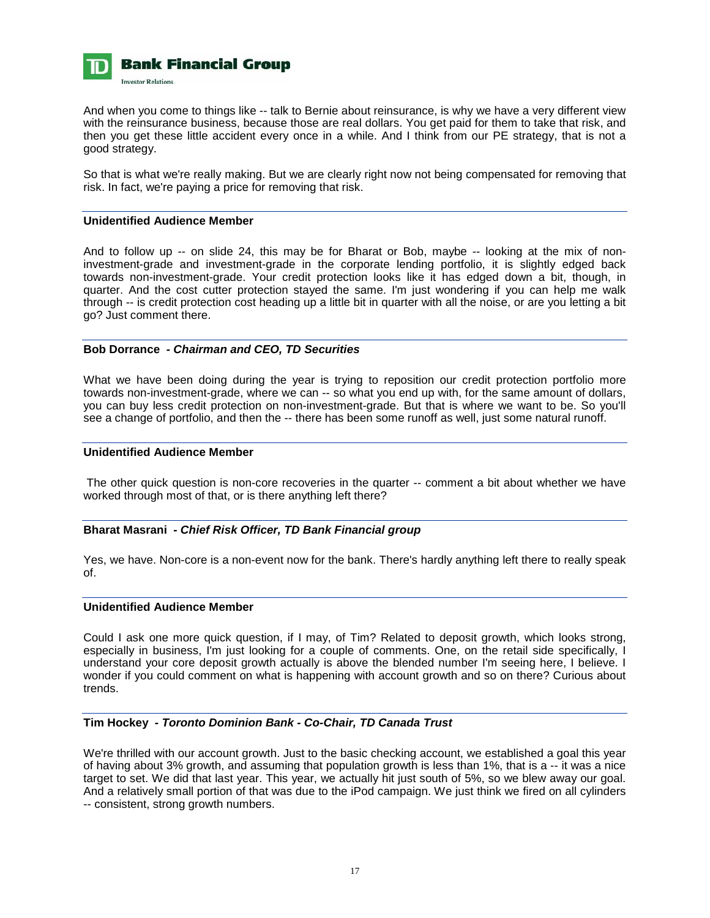And when you come to things like -- talk to Bernie about reinsurance, is why we have a very different view with the reinsurance business, because those are real dollars. You get paid for them to take that risk, and then you get these little accident every once in a while. And I think from our PE strategy, that is not a good strategy.

So that is what we're really making. But we are clearly right now not being compensated for removing that risk. In fact, we're paying a price for removing that risk.

---

**Unidentified Audience Member**

And to follow up -- on slide 24, this may be for Bharat or Bob, maybe -- looking at the mix of non-investment-grade and investment-grade in the corporate lending portfolio, it is slightly edged back towards non-investment-grade. Your credit protection looks like it has edged down a bit, though, in quarter. And the cost cutter protection stayed the same. I'm just wondering if you can help me walk through -- is credit protection cost heading up a little bit in quarter with all the noise, or are you letting a bit go? Just comment there.

---

**Bob Dorrance** *- Chairman and CEO, TD Securities*

What we have been doing during the year is trying to reposition our credit protection portfolio more towards non-investment-grade, where we can -- so what you end up with, for the same amount of dollars, you can buy less credit protection on non-investment-grade. But that is where we want to be. So you'll see a change of portfolio, and then the -- there has been some runoff as well, just some natural runoff.

---

**Unidentified Audience Member**

The other quick question is non-core recoveries in the quarter -- comment a bit about whether we have worked through most of that, or is there anything left there?

---

**Bharat Masrani** *- Chief Risk Officer, TD Bank Financial group*

Yes, we have. Non-core is a non-event now for the bank. There's hardly anything left there to really speak of.

---

**Unidentified Audience Member**

Could I ask one more quick question, if I may, of Tim? Related to deposit growth, which looks strong, especially in business, I'm just looking for a couple of comments. One, on the retail side specifically, I understand your core deposit growth actually is above the blended number I'm seeing here, I believe. I wonder if you could comment on what is happening with account growth and so on there? Curious about trends.

---

**Tim Hockey** *- Toronto Dominion Bank - Co-Chair, TD Canada Trust*

We're thrilled with our account growth. Just to the basic checking account, we established a goal this year of having about 3% growth, and assuming that population growth is less than 1%, that is a -- it was a nice target to set. We did that last year. This year, we actually hit just south of 5%, so we blew away our goal. And a relatively small portion of that was due to the iPod campaign. We just think we fired on all cylinders -- consistent, strong growth numbers.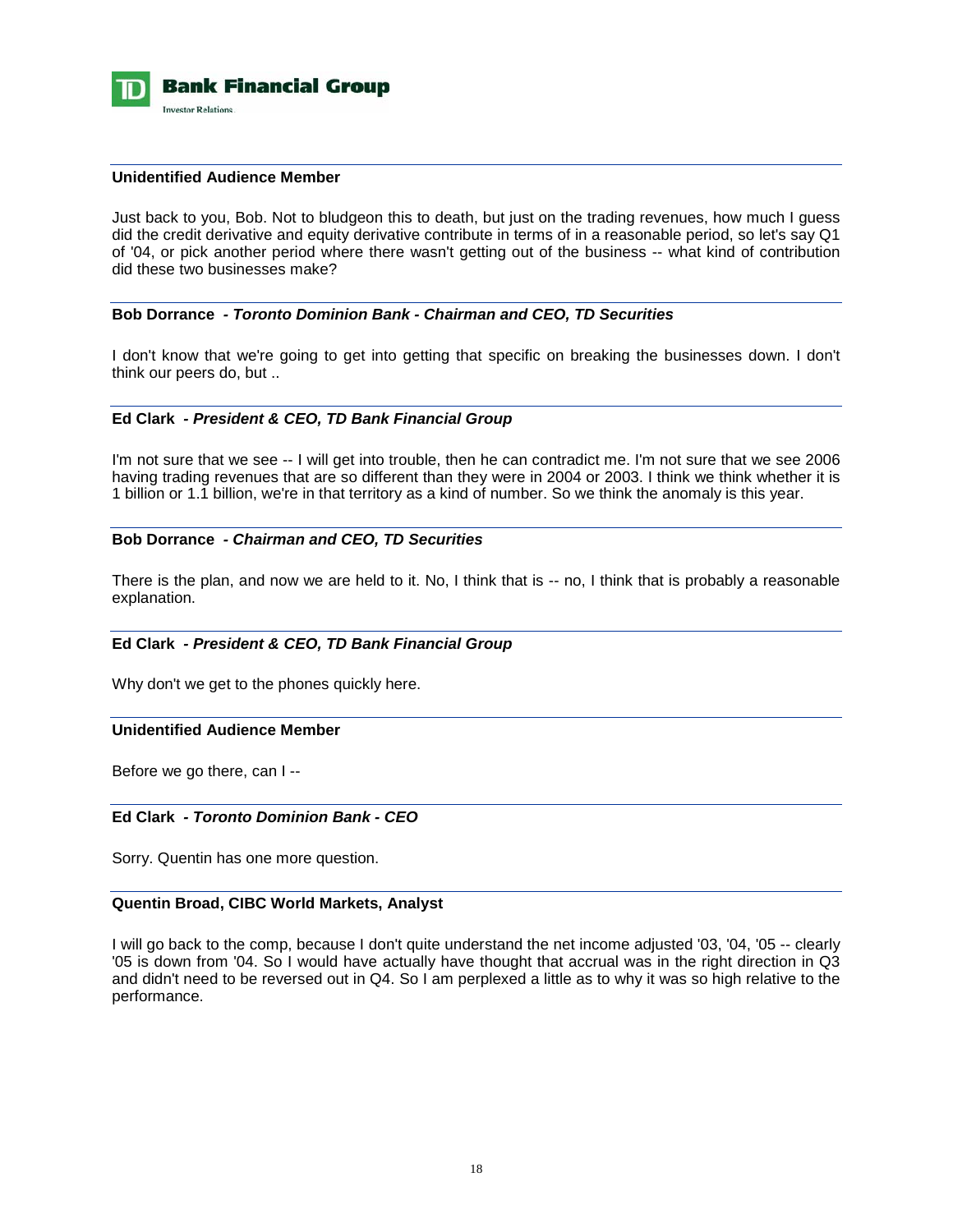**Unidentified Audience Member**

Just back to you, Bob. Not to bludgeon this to death, but just on the trading revenues, how much I guess did the credit derivative and equity derivative contribute in terms of in a reasonable period, so let's say Q1 of '04, or pick another period where there wasn't getting out of the business -- what kind of contribution did these two businesses make?

**Bob Dorrance** *- Toronto Dominion Bank - Chairman and CEO, TD Securities*

I don't know that we're going to get into getting that specific on breaking the businesses down. I don't think our peers do, but ..

**Ed Clark** *- President & CEO, TD Bank Financial Group*

I'm not sure that we see -- I will get into trouble, then he can contradict me. I'm not sure that we see 2006 having trading revenues that are so different than they were in 2004 or 2003. I think we think whether it is 1 billion or 1.1 billion, we're in that territory as a kind of number. So we think the anomaly is this year.

**Bob Dorrance** *- Chairman and CEO, TD Securities*

There is the plan, and now we are held to it. No, I think that is -- no, I think that is probably a reasonable explanation.

**Ed Clark** *- President & CEO, TD Bank Financial Group*

Why don't we get to the phones quickly here.

**Unidentified Audience Member**

Before we go there, can I --

**Ed Clark** *- Toronto Dominion Bank - CEO*

Sorry. Quentin has one more question.

**Quentin Broad, CIBC World Markets, Analyst**

I will go back to the comp, because I don't quite understand the net income adjusted '03, '04, '05 -- clearly '05 is down from '04. So I would have actually have thought that accrual was in the right direction in Q3 and didn't need to be reversed out in Q4. So I am perplexed a little as to why it was so high relative to the performance.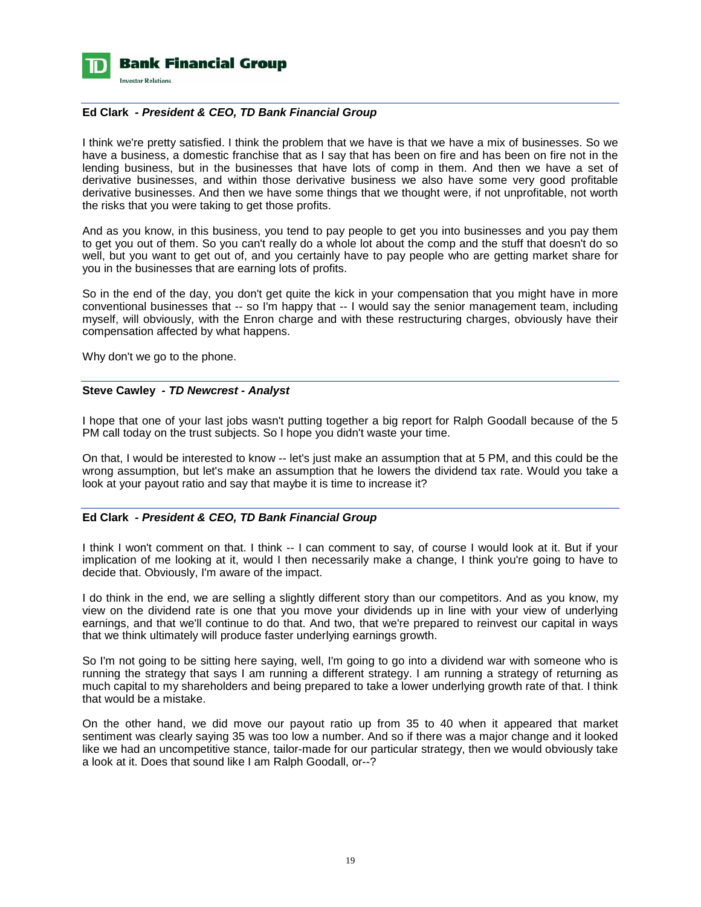**Ed Clark** *- President & CEO, TD Bank Financial Group*

I think we're pretty satisfied. I think the problem that we have is that we have a mix of businesses. So we have a business, a domestic franchise that as I say that has been on fire and has been on fire not in the lending business, but in the businesses that have lots of comp in them. And then we have a set of derivative businesses, and within those derivative business we also have some very good profitable derivative businesses. And then we have some things that we thought were, if not unprofitable, not worth the risks that you were taking to get those profits.

And as you know, in this business, you tend to pay people to get you into businesses and you pay them to get you out of them. So you can't really do a whole lot about the comp and the stuff that doesn't do so well, but you want to get out of, and you certainly have to pay people who are getting market share for you in the businesses that are earning lots of profits.

So in the end of the day, you don't get quite the kick in your compensation that you might have in more conventional businesses that -- so I'm happy that -- I would say the senior management team, including myself, will obviously, with the Enron charge and with these restructuring charges, obviously have their compensation affected by what happens.

Why don't we go to the phone.

**Steve Cawley** *- TD Newcrest - Analyst*

I hope that one of your last jobs wasn't putting together a big report for Ralph Goodall because of the 5 PM call today on the trust subjects. So I hope you didn't waste your time.

On that, I would be interested to know -- let's just make an assumption that at 5 PM, and this could be the wrong assumption, but let's make an assumption that he lowers the dividend tax rate. Would you take a look at your payout ratio and say that maybe it is time to increase it?

**Ed Clark** *- President & CEO, TD Bank Financial Group*

I think I won't comment on that. I think -- I can comment to say, of course I would look at it. But if your implication of me looking at it, would I then necessarily make a change, I think you're going to have to decide that. Obviously, I'm aware of the impact.

I do think in the end, we are selling a slightly different story than our competitors. And as you know, my view on the dividend rate is one that you move your dividends up in line with your view of underlying earnings, and that we'll continue to do that. And two, that we're prepared to reinvest our capital in ways that we think ultimately will produce faster underlying earnings growth.

So I'm not going to be sitting here saying, well, I'm going to go into a dividend war with someone who is running the strategy that says I am running a different strategy. I am running a strategy of returning as much capital to my shareholders and being prepared to take a lower underlying growth rate of that. I think that would be a mistake.

On the other hand, we did move our payout ratio up from 35 to 40 when it appeared that market sentiment was clearly saying 35 was too low a number. And so if there was a major change and it looked like we had an uncompetitive stance, tailor-made for our particular strategy, then we would obviously take a look at it. Does that sound like I am Ralph Goodall, or--?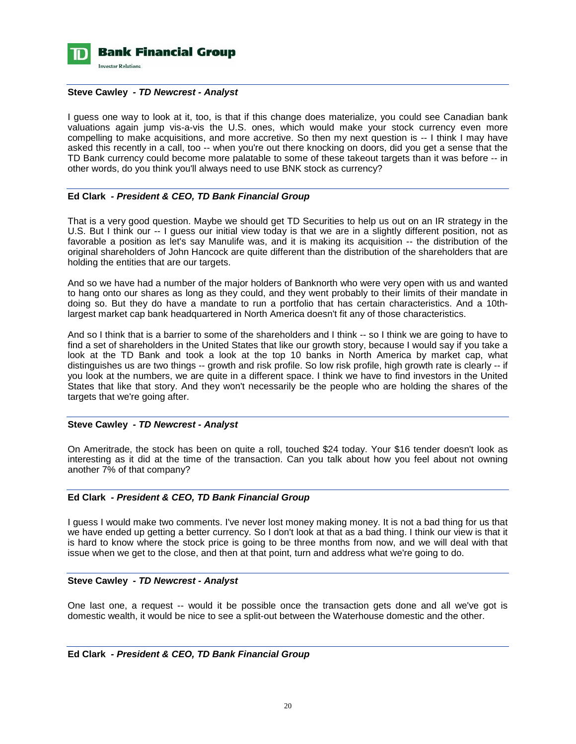**Steve Cawley** *- TD Newcrest - Analyst*

I guess one way to look at it, too, is that if this change does materialize, you could see Canadian bank valuations again jump vis-a-vis the U.S. ones, which would make your stock currency even more compelling to make acquisitions, and more accretive. So then my next question is -- I think I may have asked this recently in a call, too -- when you're out there knocking on doors, did you get a sense that the TD Bank currency could become more palatable to some of these takeout targets than it was before -- in other words, do you think you'll always need to use BNK stock as currency?

**Ed Clark** *- President & CEO, TD Bank Financial Group*

That is a very good question. Maybe we should get TD Securities to help us out on an IR strategy in the U.S. But I think our -- I guess our initial view today is that we are in a slightly different position, not as favorable a position as let's say Manulife was, and it is making its acquisition -- the distribution of the original shareholders of John Hancock are quite different than the distribution of the shareholders that are holding the entities that are our targets.

And so we have had a number of the major holders of Banknorth who were very open with us and wanted to hang onto our shares as long as they could, and they went probably to their limits of their mandate in doing so. But they do have a mandate to run a portfolio that has certain characteristics. And a 10th-largest market cap bank headquartered in North America doesn't fit any of those characteristics.

And so I think that is a barrier to some of the shareholders and I think -- so I think we are going to have to find a set of shareholders in the United States that like our growth story, because I would say if you take a look at the TD Bank and took a look at the top 10 banks in North America by market cap, what distinguishes us are two things -- growth and risk profile. So low risk profile, high growth rate is clearly -- if you look at the numbers, we are quite in a different space. I think we have to find investors in the United States that like that story. And they won't necessarily be the people who are holding the shares of the targets that we're going after.

**Steve Cawley** *- TD Newcrest - Analyst*

On Ameritrade, the stock has been on quite a roll, touched $24 today. Your $16 tender doesn't look as interesting as it did at the time of the transaction. Can you talk about how you feel about not owning another 7% of that company?

**Ed Clark** *- President & CEO, TD Bank Financial Group*

I guess I would make two comments. I've never lost money making money. It is not a bad thing for us that we have ended up getting a better currency. So I don't look at that as a bad thing. I think our view is that it is hard to know where the stock price is going to be three months from now, and we will deal with that issue when we get to the close, and then at that point, turn and address what we're going to do.

**Steve Cawley** *- TD Newcrest - Analyst*

One last one, a request -- would it be possible once the transaction gets done and all we've got is domestic wealth, it would be nice to see a split-out between the Waterhouse domestic and the other.

**Ed Clark** *- President & CEO, TD Bank Financial Group*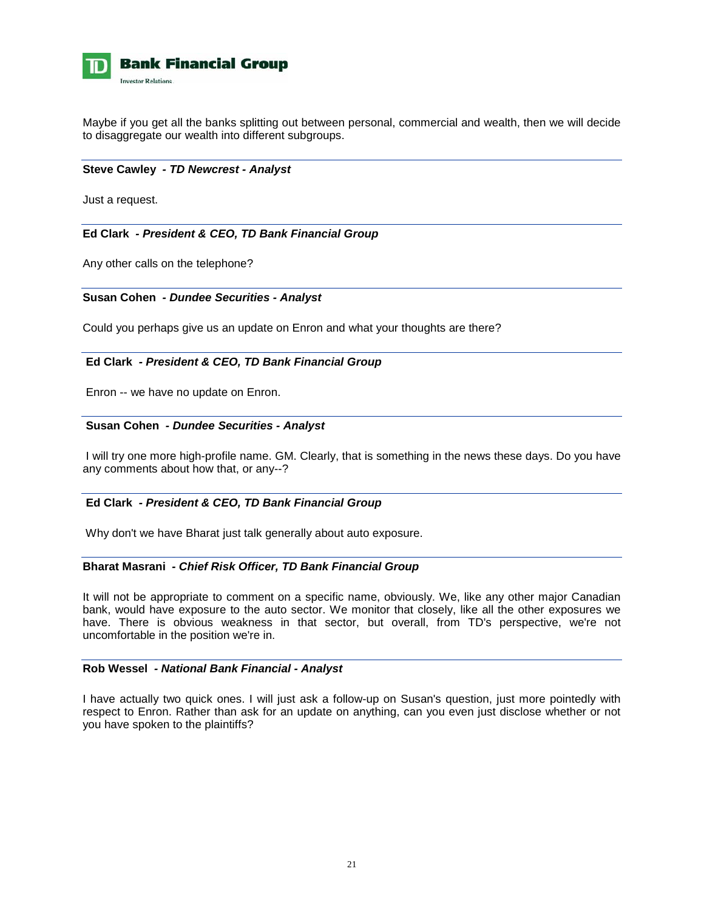Maybe if you get all the banks splitting out between personal, commercial and wealth, then we will decide to disaggregate our wealth into different subgroups.

---

**Steve Cawley** *- TD Newcrest - Analyst*

Just a request.

---

**Ed Clark** *- President & CEO, TD Bank Financial Group*

Any other calls on the telephone?

---

**Susan Cohen** *- Dundee Securities - Analyst*

Could you perhaps give us an update on Enron and what your thoughts are there?

---

**Ed Clark** *- President & CEO, TD Bank Financial Group*

Enron -- we have no update on Enron.

---

**Susan Cohen** *- Dundee Securities - Analyst*

I will try one more high-profile name. GM. Clearly, that is something in the news these days. Do you have any comments about how that, or any--?

---

**Ed Clark** *- President & CEO, TD Bank Financial Group*

Why don't we have Bharat just talk generally about auto exposure.

---

**Bharat Masrani** *- Chief Risk Officer, TD Bank Financial Group*

It will not be appropriate to comment on a specific name, obviously. We, like any other major Canadian bank, would have exposure to the auto sector. We monitor that closely, like all the other exposures we have. There is obvious weakness in that sector, but overall, from TD's perspective, we're not uncomfortable in the position we're in.

---

**Rob Wessel** *- National Bank Financial - Analyst*

I have actually two quick ones. I will just ask a follow-up on Susan's question, just more pointedly with respect to Enron. Rather than ask for an update on anything, can you even just disclose whether or not you have spoken to the plaintiffs?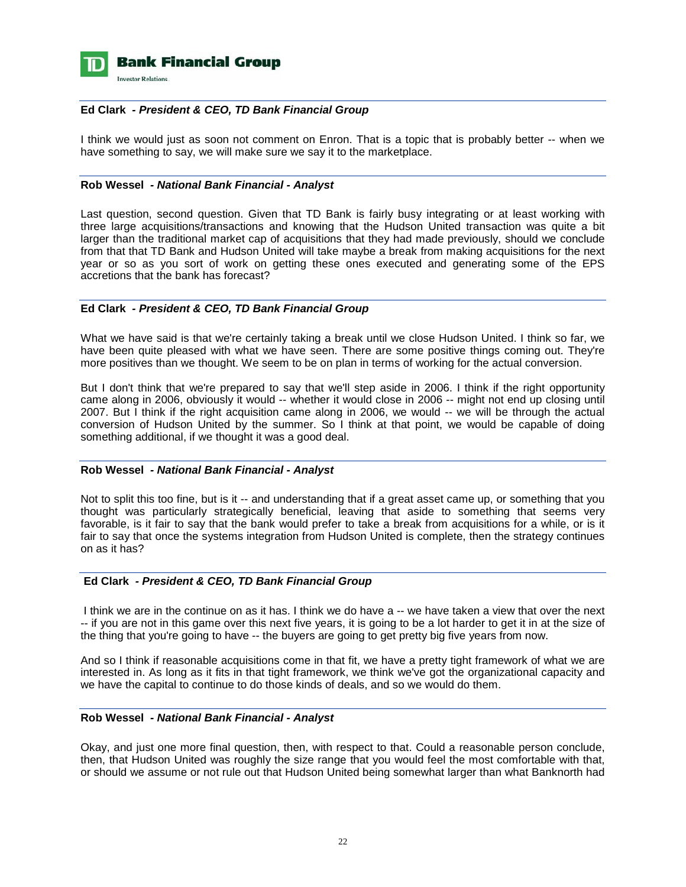**Ed Clark** *- President & CEO, TD Bank Financial Group*

I think we would just as soon not comment on Enron. That is a topic that is probably better -- when we have something to say, we will make sure we say it to the marketplace.

**Rob Wessel** *- National Bank Financial - Analyst*

Last question, second question. Given that TD Bank is fairly busy integrating or at least working with three large acquisitions/transactions and knowing that the Hudson United transaction was quite a bit larger than the traditional market cap of acquisitions that they had made previously, should we conclude from that that TD Bank and Hudson United will take maybe a break from making acquisitions for the next year or so as you sort of work on getting these ones executed and generating some of the EPS accretions that the bank has forecast?

**Ed Clark** *- President & CEO, TD Bank Financial Group*

What we have said is that we're certainly taking a break until we close Hudson United. I think so far, we have been quite pleased with what we have seen. There are some positive things coming out. They're more positives than we thought. We seem to be on plan in terms of working for the actual conversion.

But I don't think that we're prepared to say that we'll step aside in 2006. I think if the right opportunity came along in 2006, obviously it would -- whether it would close in 2006 -- might not end up closing until 2007. But I think if the right acquisition came along in 2006, we would -- we will be through the actual conversion of Hudson United by the summer. So I think at that point, we would be capable of doing something additional, if we thought it was a good deal.

**Rob Wessel** *- National Bank Financial - Analyst*

Not to split this too fine, but is it -- and understanding that if a great asset came up, or something that you thought was particularly strategically beneficial, leaving that aside to something that seems very favorable, is it fair to say that the bank would prefer to take a break from acquisitions for a while, or is it fair to say that once the systems integration from Hudson United is complete, then the strategy continues on as it has?

**Ed Clark** *- President & CEO, TD Bank Financial Group*

I think we are in the continue on as it has. I think we do have a -- we have taken a view that over the next -- if you are not in this game over this next five years, it is going to be a lot harder to get it in at the size of the thing that you're going to have -- the buyers are going to get pretty big five years from now.

And so I think if reasonable acquisitions come in that fit, we have a pretty tight framework of what we are interested in. As long as it fits in that tight framework, we think we've got the organizational capacity and we have the capital to continue to do those kinds of deals, and so we would do them.

**Rob Wessel** *- National Bank Financial - Analyst*

Okay, and just one more final question, then, with respect to that. Could a reasonable person conclude, then, that Hudson United was roughly the size range that you would feel the most comfortable with that, or should we assume or not rule out that Hudson United being somewhat larger than what Banknorth had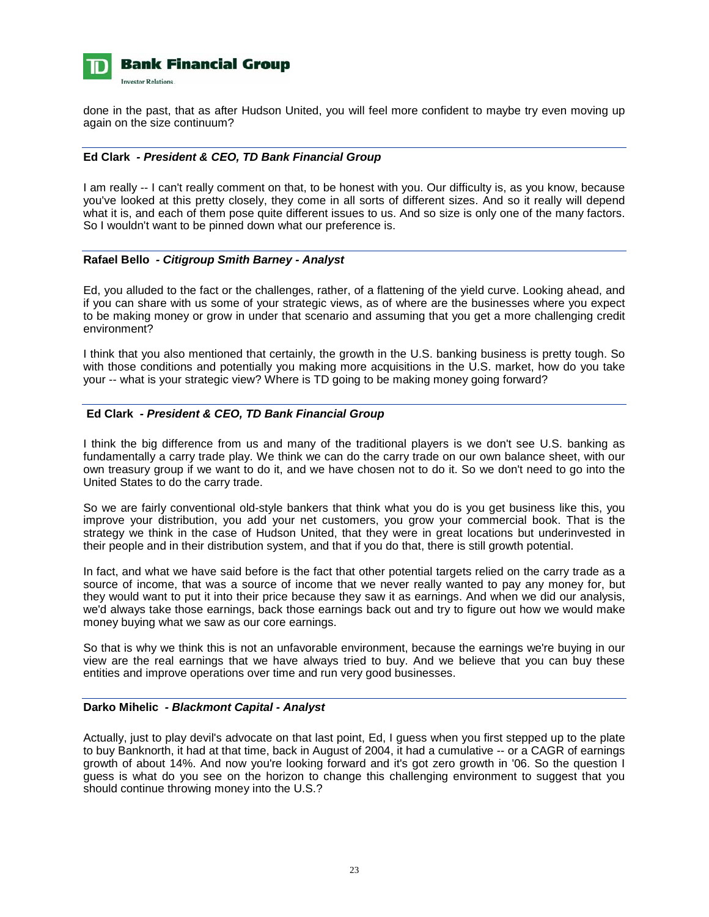done in the past, that as after Hudson United, you will feel more confident to maybe try even moving up again on the size continuum?

**Ed Clark - *President & CEO, TD Bank Financial Group***

I am really -- I can't really comment on that, to be honest with you. Our difficulty is, as you know, because you've looked at this pretty closely, they come in all sorts of different sizes. And so it really will depend what it is, and each of them pose quite different issues to us. And so size is only one of the many factors. So I wouldn't want to be pinned down what our preference is.

**Rafael Bello - *Citigroup Smith Barney - Analyst***

Ed, you alluded to the fact or the challenges, rather, of a flattening of the yield curve. Looking ahead, and if you can share with us some of your strategic views, as of where are the businesses where you expect to be making money or grow in under that scenario and assuming that you get a more challenging credit environment?

I think that you also mentioned that certainly, the growth in the U.S. banking business is pretty tough. So with those conditions and potentially you making more acquisitions in the U.S. market, how do you take your -- what is your strategic view? Where is TD going to be making money going forward?

**Ed Clark - *President & CEO, TD Bank Financial Group***

I think the big difference from us and many of the traditional players is we don't see U.S. banking as fundamentally a carry trade play. We think we can do the carry trade on our own balance sheet, with our own treasury group if we want to do it, and we have chosen not to do it. So we don't need to go into the United States to do the carry trade.

So we are fairly conventional old-style bankers that think what you do is you get business like this, you improve your distribution, you add your net customers, you grow your commercial book. That is the strategy we think in the case of Hudson United, that they were in great locations but underinvested in their people and in their distribution system, and that if you do that, there is still growth potential.

In fact, and what we have said before is the fact that other potential targets relied on the carry trade as a source of income, that was a source of income that we never really wanted to pay any money for, but they would want to put it into their price because they saw it as earnings. And when we did our analysis, we'd always take those earnings, back those earnings back out and try to figure out how we would make money buying what we saw as our core earnings.

So that is why we think this is not an unfavorable environment, because the earnings we're buying in our view are the real earnings that we have always tried to buy. And we believe that you can buy these entities and improve operations over time and run very good businesses.

**Darko Mihelic - *Blackmont Capital - Analyst***

Actually, just to play devil's advocate on that last point, Ed, I guess when you first stepped up to the plate to buy Banknorth, it had at that time, back in August of 2004, it had a cumulative -- or a CAGR of earnings growth of about 14%. And now you're looking forward and it's got zero growth in '06. So the question I guess is what do you see on the horizon to change this challenging environment to suggest that you should continue throwing money into the U.S.?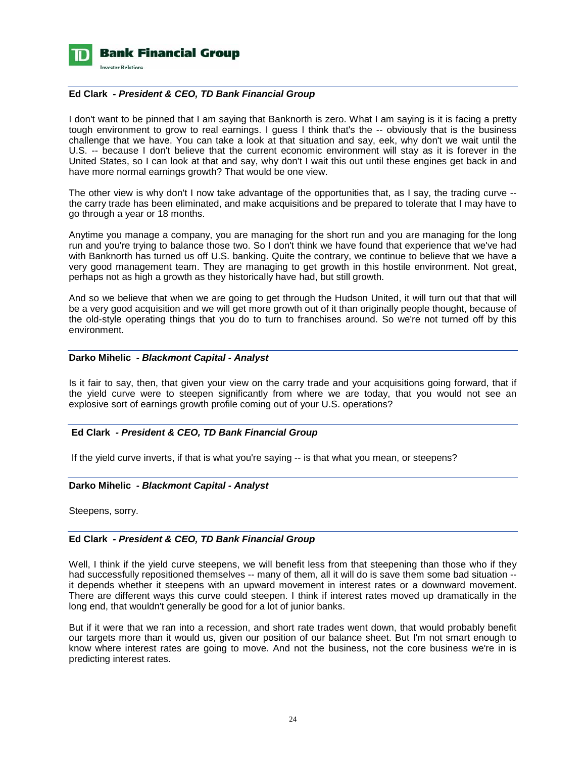**Ed Clark** *- President & CEO, TD Bank Financial Group*

I don't want to be pinned that I am saying that Banknorth is zero. What I am saying is it is facing a pretty tough environment to grow to real earnings. I guess I think that's the -- obviously that is the business challenge that we have. You can take a look at that situation and say, eek, why don't we wait until the U.S. -- because I don't believe that the current economic environment will stay as it is forever in the United States, so I can look at that and say, why don't I wait this out until these engines get back in and have more normal earnings growth? That would be one view.

The other view is why don't I now take advantage of the opportunities that, as I say, the trading curve -- the carry trade has been eliminated, and make acquisitions and be prepared to tolerate that I may have to go through a year or 18 months.

Anytime you manage a company, you are managing for the short run and you are managing for the long run and you're trying to balance those two. So I don't think we have found that experience that we've had with Banknorth has turned us off U.S. banking. Quite the contrary, we continue to believe that we have a very good management team. They are managing to get growth in this hostile environment. Not great, perhaps not as high a growth as they historically have had, but still growth.

And so we believe that when we are going to get through the Hudson United, it will turn out that that will be a very good acquisition and we will get more growth out of it than originally people thought, because of the old-style operating things that you do to turn to franchises around. So we're not turned off by this environment.

**Darko Mihelic** *- Blackmont Capital - Analyst*

Is it fair to say, then, that given your view on the carry trade and your acquisitions going forward, that if the yield curve were to steepen significantly from where we are today, that you would not see an explosive sort of earnings growth profile coming out of your U.S. operations?

**Ed Clark** *- President & CEO, TD Bank Financial Group*

If the yield curve inverts, if that is what you're saying -- is that what you mean, or steepens?

**Darko Mihelic** *- Blackmont Capital - Analyst*

Steepens, sorry.

**Ed Clark** *- President & CEO, TD Bank Financial Group*

Well, I think if the yield curve steepens, we will benefit less from that steepening than those who if they had successfully repositioned themselves -- many of them, all it will do is save them some bad situation -- it depends whether it steepens with an upward movement in interest rates or a downward movement. There are different ways this curve could steepen. I think if interest rates moved up dramatically in the long end, that wouldn't generally be good for a lot of junior banks.

But if it were that we ran into a recession, and short rate trades went down, that would probably benefit our targets more than it would us, given our position of our balance sheet. But I'm not smart enough to know where interest rates are going to move. And not the business, not the core business we're in is predicting interest rates.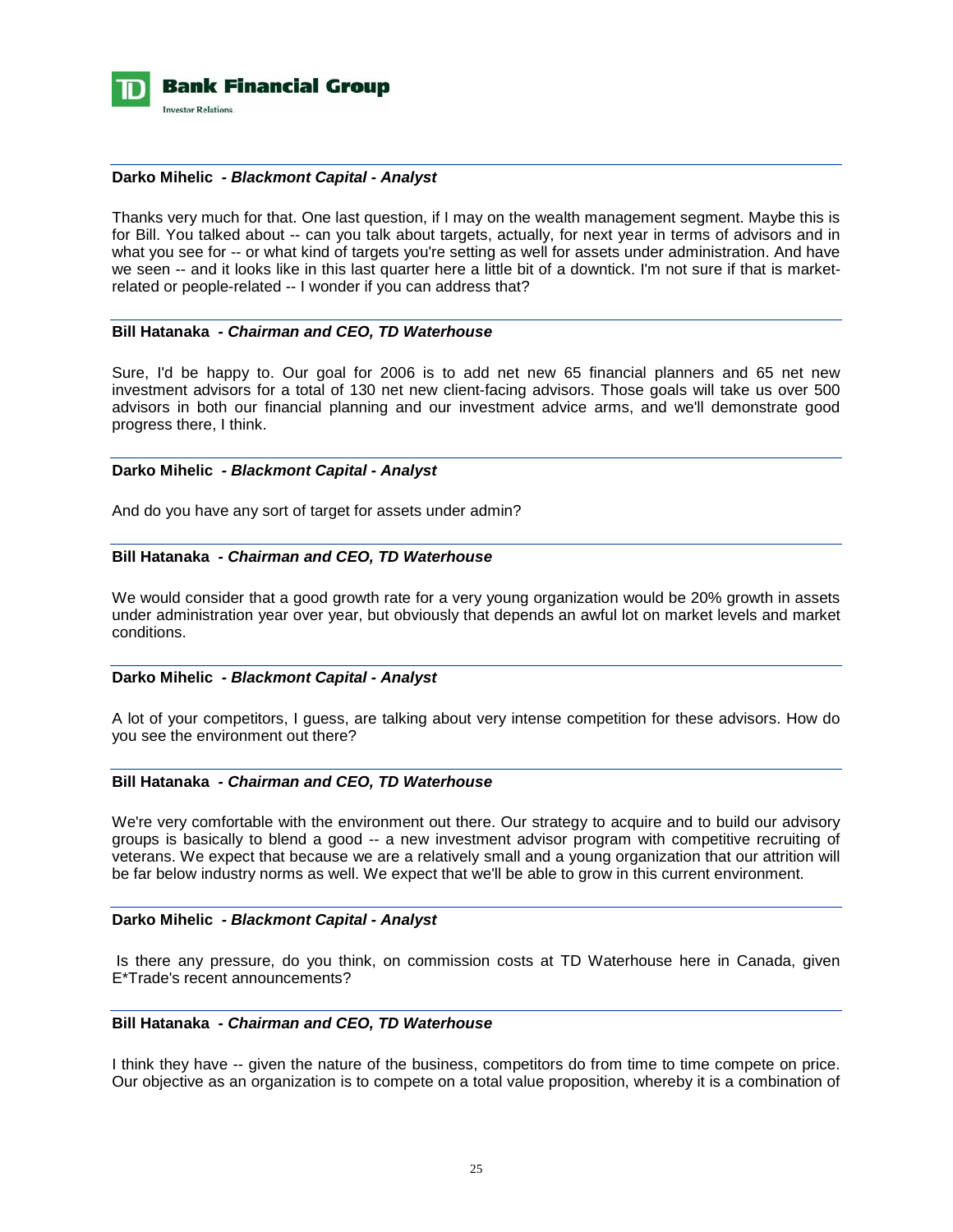**Darko Mihelic** *- Blackmont Capital - Analyst*

Thanks very much for that. One last question, if I may on the wealth management segment. Maybe this is for Bill. You talked about -- can you talk about targets, actually, for next year in terms of advisors and in what you see for -- or what kind of targets you're setting as well for assets under administration. And have we seen -- and it looks like in this last quarter here a little bit of a downtick. I'm not sure if that is market-related or people-related -- I wonder if you can address that?

**Bill Hatanaka** *- Chairman and CEO, TD Waterhouse*

Sure, I'd be happy to. Our goal for 2006 is to add net new 65 financial planners and 65 net new investment advisors for a total of 130 net new client-facing advisors. Those goals will take us over 500 advisors in both our financial planning and our investment advice arms, and we'll demonstrate good progress there, I think.

**Darko Mihelic** *- Blackmont Capital - Analyst*

And do you have any sort of target for assets under admin?

**Bill Hatanaka** *- Chairman and CEO, TD Waterhouse*

We would consider that a good growth rate for a very young organization would be 20% growth in assets under administration year over year, but obviously that depends an awful lot on market levels and market conditions.

**Darko Mihelic** *- Blackmont Capital - Analyst*

A lot of your competitors, I guess, are talking about very intense competition for these advisors. How do you see the environment out there?

**Bill Hatanaka** *- Chairman and CEO, TD Waterhouse*

We're very comfortable with the environment out there. Our strategy to acquire and to build our advisory groups is basically to blend a good -- a new investment advisor program with competitive recruiting of veterans. We expect that because we are a relatively small and a young organization that our attrition will be far below industry norms as well. We expect that we'll be able to grow in this current environment.

**Darko Mihelic** *- Blackmont Capital - Analyst*

Is there any pressure, do you think, on commission costs at TD Waterhouse here in Canada, given E*Trade's recent announcements?

**Bill Hatanaka** *- Chairman and CEO, TD Waterhouse*

I think they have -- given the nature of the business, competitors do from time to time compete on price. Our objective as an organization is to compete on a total value proposition, whereby it is a combination of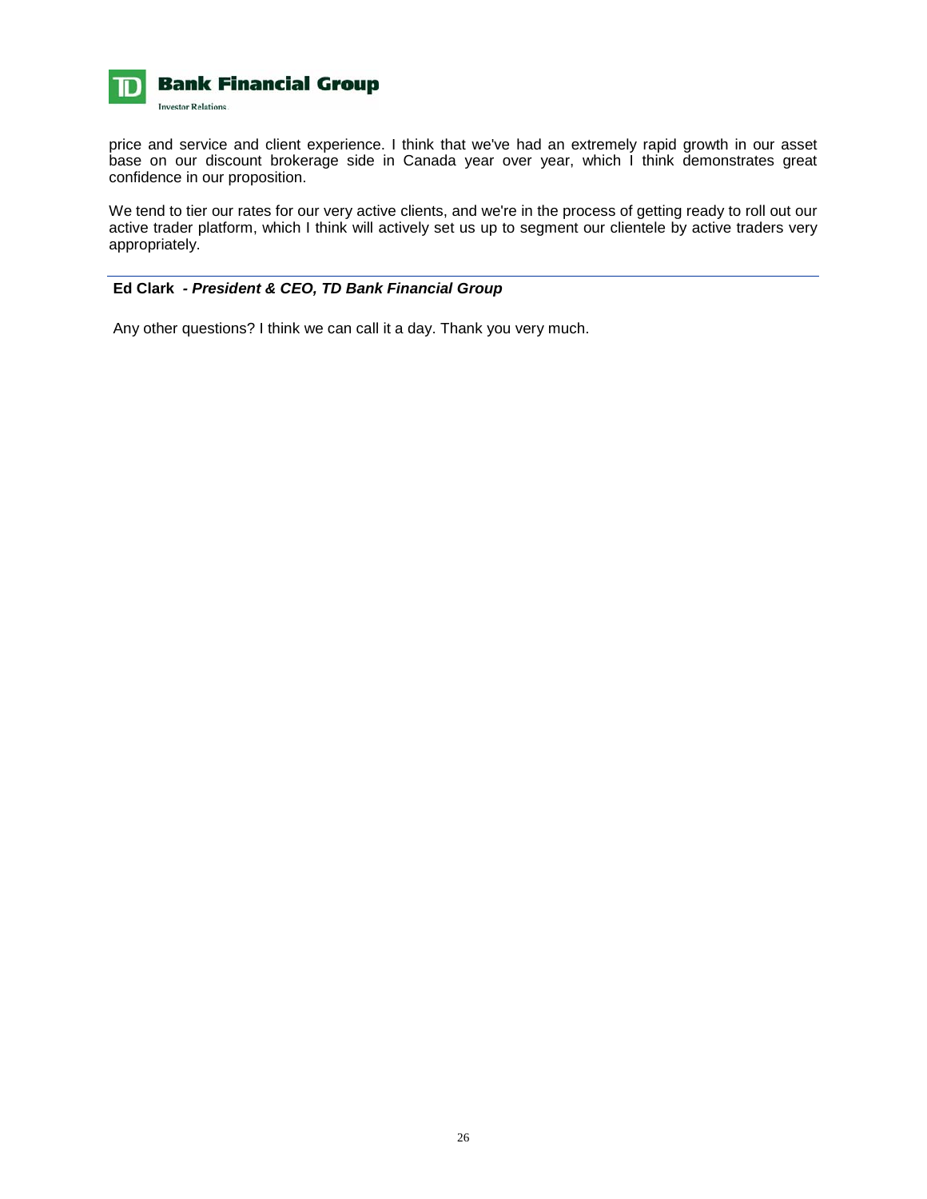price and service and client experience. I think that we've had an extremely rapid growth in our asset base on our discount brokerage side in Canada year over year, which I think demonstrates great confidence in our proposition.

We tend to tier our rates for our very active clients, and we're in the process of getting ready to roll out our active trader platform, which I think will actively set us up to segment our clientele by active traders very appropriately.

**Ed Clark** - ***President & CEO, TD Bank Financial Group***

Any other questions? I think we can call it a day. Thank you very much.